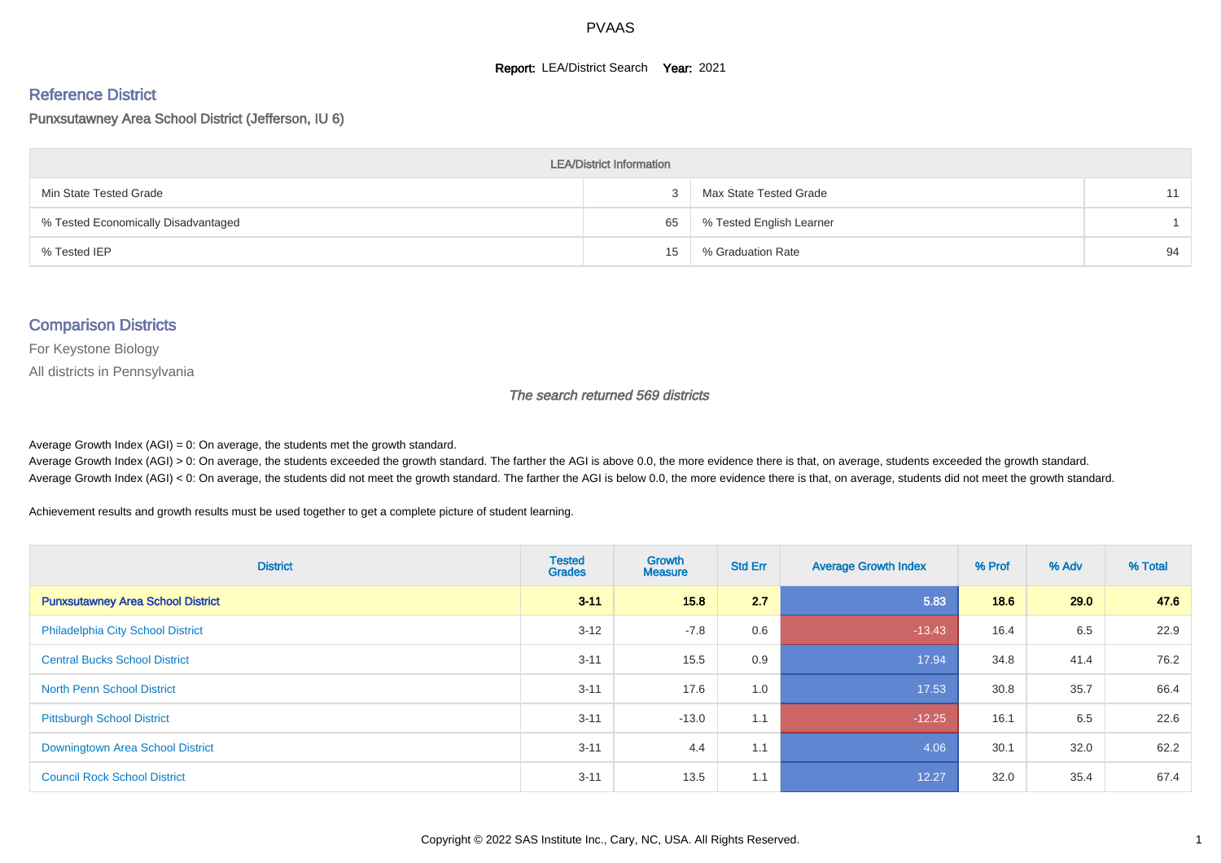# PVAAS

**Report:** LEA/District Search **Year:** 2021

## Reference District

Punxsutawney Area School District (Jefferson, IU 6)

| LEA/District Information | | | |
|---|---|---|---|
| Min State Tested Grade | 3 | Max State Tested Grade | 11 |
| % Tested Economically Disadvantaged | 65 | % Tested English Learner | 1 |
| % Tested IEP | 15 | % Graduation Rate | 94 |

## Comparison Districts

For Keystone Biology

All districts in Pennsylvania

*The search returned 569 districts*

Average Growth Index (AGI) = 0: On average, the students met the growth standard.
Average Growth Index (AGI) > 0: On average, the students exceeded the growth standard. The farther the AGI is above 0.0, the more evidence there is that, on average, students exceeded the growth standard.
Average Growth Index (AGI) < 0: On average, the students did not meet the growth standard. The farther the AGI is below 0.0, the more evidence there is that, on average, students did not meet the growth standard.

Achievement results and growth results must be used together to get a complete picture of student learning.

| District | Tested Grades | Growth Measure | Std Err | Average Growth Index | % Prof | % Adv | % Total |
|---|---|---|---|---|---|---|---|
| **Punxsutawney Area School District** | **3-11** | **15.8** | **2.7** | **5.83** | **18.6** | **29.0** | **47.6** |
| Philadelphia City School District | 3-12 | -7.8 | 0.6 | -13.43 | 16.4 | 6.5 | 22.9 |
| Central Bucks School District | 3-11 | 15.5 | 0.9 | 17.94 | 34.8 | 41.4 | 76.2 |
| North Penn School District | 3-11 | 17.6 | 1.0 | 17.53 | 30.8 | 35.7 | 66.4 |
| Pittsburgh School District | 3-11 | -13.0 | 1.1 | -12.25 | 16.1 | 6.5 | 22.6 |
| Downingtown Area School District | 3-11 | 4.4 | 1.1 | 4.06 | 30.1 | 32.0 | 62.2 |
| Council Rock School District | 3-11 | 13.5 | 1.1 | 12.27 | 32.0 | 35.4 | 67.4 |

Copyright © 2022 SAS Institute Inc., Cary, NC, USA. All Rights Reserved.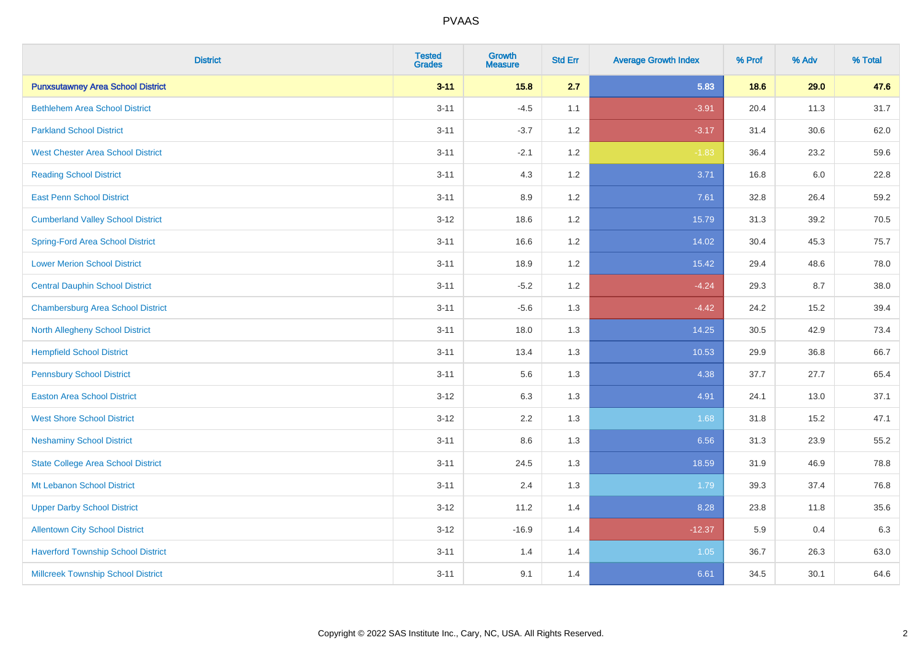# PVAAS

| District | Tested Grades | Growth Measure | Std Err | Average Growth Index | % Prof | % Adv | % Total |
|---|---|---|---|---|---|---|---|
| **Punxsutawney Area School District** | **3-11** | **15.8** | **2.7** | **5.83** | **18.6** | **29.0** | **47.6** |
| Bethlehem Area School District | 3-11 | -4.5 | 1.1 | -3.91 | 20.4 | 11.3 | 31.7 |
| Parkland School District | 3-11 | -3.7 | 1.2 | -3.17 | 31.4 | 30.6 | 62.0 |
| West Chester Area School District | 3-11 | -2.1 | 1.2 | -1.83 | 36.4 | 23.2 | 59.6 |
| Reading School District | 3-11 | 4.3 | 1.2 | 3.71 | 16.8 | 6.0 | 22.8 |
| East Penn School District | 3-11 | 8.9 | 1.2 | 7.61 | 32.8 | 26.4 | 59.2 |
| Cumberland Valley School District | 3-12 | 18.6 | 1.2 | 15.79 | 31.3 | 39.2 | 70.5 |
| Spring-Ford Area School District | 3-11 | 16.6 | 1.2 | 14.02 | 30.4 | 45.3 | 75.7 |
| Lower Merion School District | 3-11 | 18.9 | 1.2 | 15.42 | 29.4 | 48.6 | 78.0 |
| Central Dauphin School District | 3-11 | -5.2 | 1.2 | -4.24 | 29.3 | 8.7 | 38.0 |
| Chambersburg Area School District | 3-11 | -5.6 | 1.3 | -4.42 | 24.2 | 15.2 | 39.4 |
| North Allegheny School District | 3-11 | 18.0 | 1.3 | 14.25 | 30.5 | 42.9 | 73.4 |
| Hempfield School District | 3-11 | 13.4 | 1.3 | 10.53 | 29.9 | 36.8 | 66.7 |
| Pennsbury School District | 3-11 | 5.6 | 1.3 | 4.38 | 37.7 | 27.7 | 65.4 |
| Easton Area School District | 3-12 | 6.3 | 1.3 | 4.91 | 24.1 | 13.0 | 37.1 |
| West Shore School District | 3-12 | 2.2 | 1.3 | 1.68 | 31.8 | 15.2 | 47.1 |
| Neshaminy School District | 3-11 | 8.6 | 1.3 | 6.56 | 31.3 | 23.9 | 55.2 |
| State College Area School District | 3-11 | 24.5 | 1.3 | 18.59 | 31.9 | 46.9 | 78.8 |
| Mt Lebanon School District | 3-11 | 2.4 | 1.3 | 1.79 | 39.3 | 37.4 | 76.8 |
| Upper Darby School District | 3-12 | 11.2 | 1.4 | 8.28 | 23.8 | 11.8 | 35.6 |
| Allentown City School District | 3-12 | -16.9 | 1.4 | -12.37 | 5.9 | 0.4 | 6.3 |
| Haverford Township School District | 3-11 | 1.4 | 1.4 | 1.05 | 36.7 | 26.3 | 63.0 |
| Millcreek Township School District | 3-11 | 9.1 | 1.4 | 6.61 | 34.5 | 30.1 | 64.6 |

Copyright © 2022 SAS Institute Inc., Cary, NC, USA. All Rights Reserved.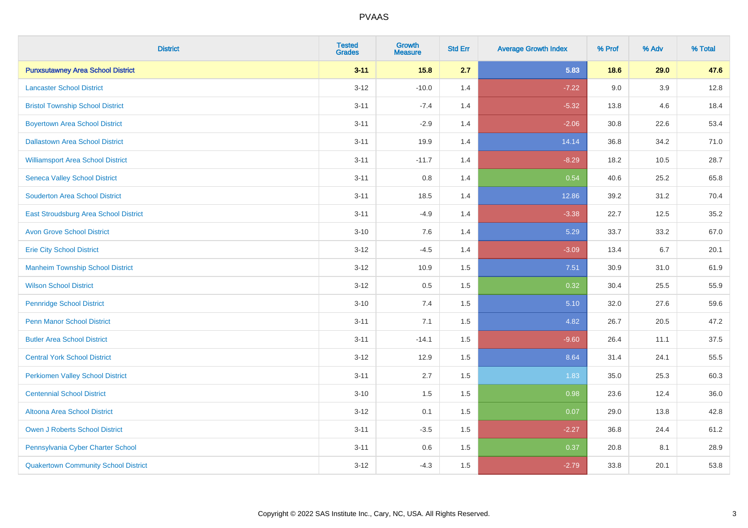PVAAS

| District | Tested Grades | Growth Measure | Std Err | Average Growth Index | % Prof | % Adv | % Total |
|---|---|---|---|---|---|---|---|
| **Punxsutawney Area School District** | **3-11** | **15.8** | **2.7** | **5.83** | **18.6** | **29.0** | **47.6** |
| Lancaster School District | 3-12 | -10.0 | 1.4 | -7.22 | 9.0 | 3.9 | 12.8 |
| Bristol Township School District | 3-11 | -7.4 | 1.4 | -5.32 | 13.8 | 4.6 | 18.4 |
| Boyertown Area School District | 3-11 | -2.9 | 1.4 | -2.06 | 30.8 | 22.6 | 53.4 |
| Dallastown Area School District | 3-11 | 19.9 | 1.4 | 14.14 | 36.8 | 34.2 | 71.0 |
| Williamsport Area School District | 3-11 | -11.7 | 1.4 | -8.29 | 18.2 | 10.5 | 28.7 |
| Seneca Valley School District | 3-11 | 0.8 | 1.4 | 0.54 | 40.6 | 25.2 | 65.8 |
| Souderton Area School District | 3-11 | 18.5 | 1.4 | 12.86 | 39.2 | 31.2 | 70.4 |
| East Stroudsburg Area School District | 3-11 | -4.9 | 1.4 | -3.38 | 22.7 | 12.5 | 35.2 |
| Avon Grove School District | 3-10 | 7.6 | 1.4 | 5.29 | 33.7 | 33.2 | 67.0 |
| Erie City School District | 3-12 | -4.5 | 1.4 | -3.09 | 13.4 | 6.7 | 20.1 |
| Manheim Township School District | 3-12 | 10.9 | 1.5 | 7.51 | 30.9 | 31.0 | 61.9 |
| Wilson School District | 3-12 | 0.5 | 1.5 | 0.32 | 30.4 | 25.5 | 55.9 |
| Pennridge School District | 3-10 | 7.4 | 1.5 | 5.10 | 32.0 | 27.6 | 59.6 |
| Penn Manor School District | 3-11 | 7.1 | 1.5 | 4.82 | 26.7 | 20.5 | 47.2 |
| Butler Area School District | 3-11 | -14.1 | 1.5 | -9.60 | 26.4 | 11.1 | 37.5 |
| Central York School District | 3-12 | 12.9 | 1.5 | 8.64 | 31.4 | 24.1 | 55.5 |
| Perkiomen Valley School District | 3-11 | 2.7 | 1.5 | 1.83 | 35.0 | 25.3 | 60.3 |
| Centennial School District | 3-10 | 1.5 | 1.5 | 0.98 | 23.6 | 12.4 | 36.0 |
| Altoona Area School District | 3-12 | 0.1 | 1.5 | 0.07 | 29.0 | 13.8 | 42.8 |
| Owen J Roberts School District | 3-11 | -3.5 | 1.5 | -2.27 | 36.8 | 24.4 | 61.2 |
| Pennsylvania Cyber Charter School | 3-11 | 0.6 | 1.5 | 0.37 | 20.8 | 8.1 | 28.9 |
| Quakertown Community School District | 3-12 | -4.3 | 1.5 | -2.79 | 33.8 | 20.1 | 53.8 |

Copyright © 2022 SAS Institute Inc., Cary, NC, USA. All Rights Reserved.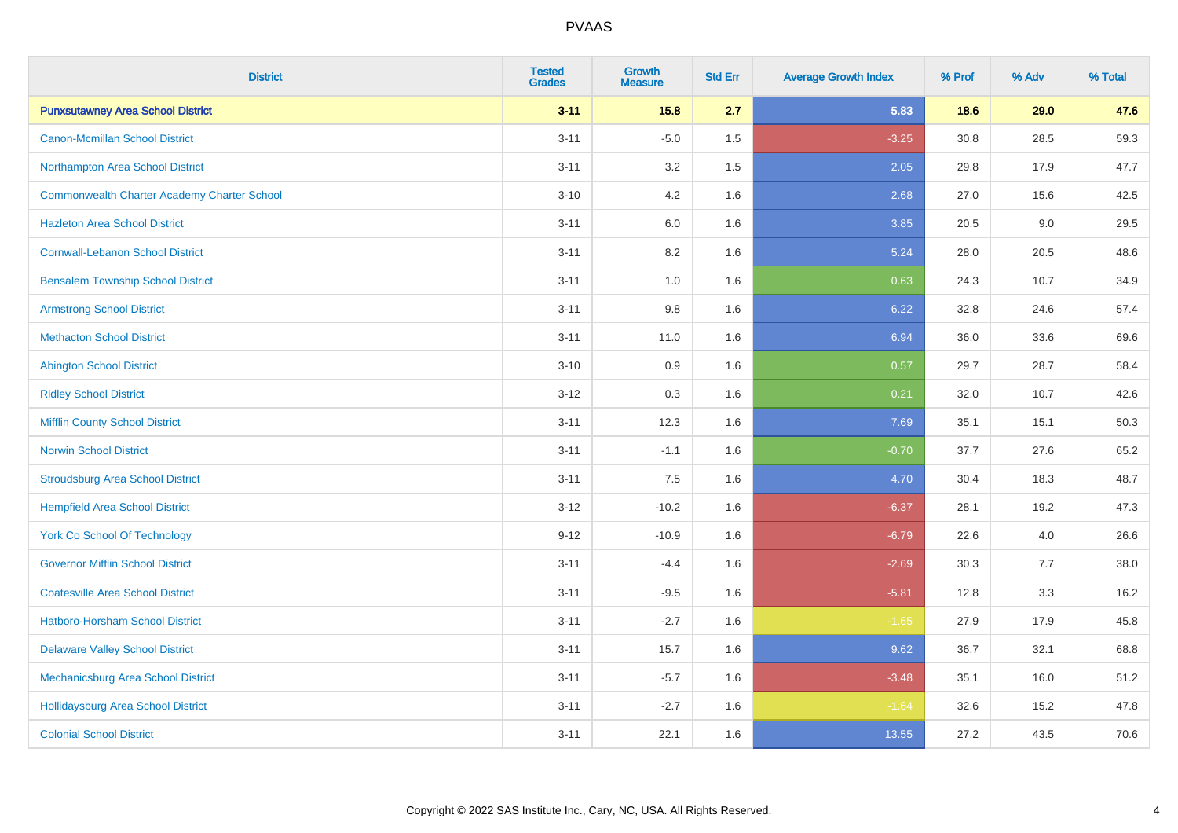# PVAAS

| District | Tested Grades | Growth Measure | Std Err | Average Growth Index | % Prof | % Adv | % Total |
|---|---|---|---|---|---|---|---|
| **Punxsutawney Area School District** | **3-11** | **15.8** | **2.7** | **5.83** | **18.6** | **29.0** | **47.6** |
| Canon-Mcmillan School District | 3-11 | -5.0 | 1.5 | -3.25 | 30.8 | 28.5 | 59.3 |
| Northampton Area School District | 3-11 | 3.2 | 1.5 | 2.05 | 29.8 | 17.9 | 47.7 |
| Commonwealth Charter Academy Charter School | 3-10 | 4.2 | 1.6 | 2.68 | 27.0 | 15.6 | 42.5 |
| Hazleton Area School District | 3-11 | 6.0 | 1.6 | 3.85 | 20.5 | 9.0 | 29.5 |
| Cornwall-Lebanon School District | 3-11 | 8.2 | 1.6 | 5.24 | 28.0 | 20.5 | 48.6 |
| Bensalem Township School District | 3-11 | 1.0 | 1.6 | 0.63 | 24.3 | 10.7 | 34.9 |
| Armstrong School District | 3-11 | 9.8 | 1.6 | 6.22 | 32.8 | 24.6 | 57.4 |
| Methacton School District | 3-11 | 11.0 | 1.6 | 6.94 | 36.0 | 33.6 | 69.6 |
| Abington School District | 3-10 | 0.9 | 1.6 | 0.57 | 29.7 | 28.7 | 58.4 |
| Ridley School District | 3-12 | 0.3 | 1.6 | 0.21 | 32.0 | 10.7 | 42.6 |
| Mifflin County School District | 3-11 | 12.3 | 1.6 | 7.69 | 35.1 | 15.1 | 50.3 |
| Norwin School District | 3-11 | -1.1 | 1.6 | -0.70 | 37.7 | 27.6 | 65.2 |
| Stroudsburg Area School District | 3-11 | 7.5 | 1.6 | 4.70 | 30.4 | 18.3 | 48.7 |
| Hempfield Area School District | 3-12 | -10.2 | 1.6 | -6.37 | 28.1 | 19.2 | 47.3 |
| York Co School Of Technology | 9-12 | -10.9 | 1.6 | -6.79 | 22.6 | 4.0 | 26.6 |
| Governor Mifflin School District | 3-11 | -4.4 | 1.6 | -2.69 | 30.3 | 7.7 | 38.0 |
| Coatesville Area School District | 3-11 | -9.5 | 1.6 | -5.81 | 12.8 | 3.3 | 16.2 |
| Hatboro-Horsham School District | 3-11 | -2.7 | 1.6 | -1.65 | 27.9 | 17.9 | 45.8 |
| Delaware Valley School District | 3-11 | 15.7 | 1.6 | 9.62 | 36.7 | 32.1 | 68.8 |
| Mechanicsburg Area School District | 3-11 | -5.7 | 1.6 | -3.48 | 35.1 | 16.0 | 51.2 |
| Hollidaysburg Area School District | 3-11 | -2.7 | 1.6 | -1.64 | 32.6 | 15.2 | 47.8 |
| Colonial School District | 3-11 | 22.1 | 1.6 | 13.55 | 27.2 | 43.5 | 70.6 |

Copyright © 2022 SAS Institute Inc., Cary, NC, USA. All Rights Reserved.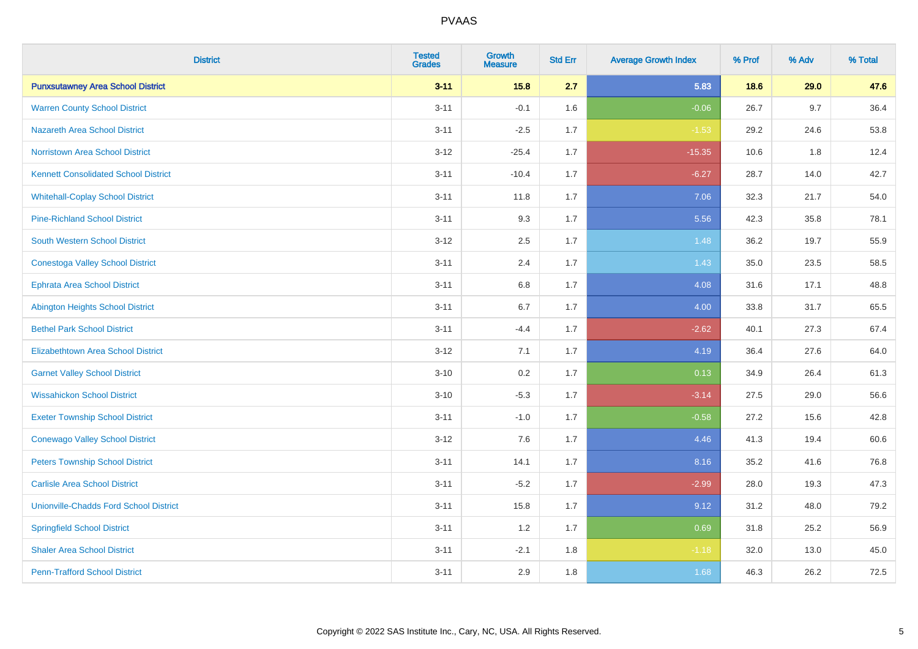| District | Tested Grades | Growth Measure | Std Err | Average Growth Index | % Prof | % Adv | % Total |
|---|---|---|---|---|---|---|---|
| **Punxsutawney Area School District** | **3-11** | **15.8** | **2.7** | **5.83** | **18.6** | **29.0** | **47.6** |
| Warren County School District | 3-11 | -0.1 | 1.6 | -0.06 | 26.7 | 9.7 | 36.4 |
| Nazareth Area School District | 3-11 | -2.5 | 1.7 | -1.53 | 29.2 | 24.6 | 53.8 |
| Norristown Area School District | 3-12 | -25.4 | 1.7 | -15.35 | 10.6 | 1.8 | 12.4 |
| Kennett Consolidated School District | 3-11 | -10.4 | 1.7 | -6.27 | 28.7 | 14.0 | 42.7 |
| Whitehall-Coplay School District | 3-11 | 11.8 | 1.7 | 7.06 | 32.3 | 21.7 | 54.0 |
| Pine-Richland School District | 3-11 | 9.3 | 1.7 | 5.56 | 42.3 | 35.8 | 78.1 |
| South Western School District | 3-12 | 2.5 | 1.7 | 1.48 | 36.2 | 19.7 | 55.9 |
| Conestoga Valley School District | 3-11 | 2.4 | 1.7 | 1.43 | 35.0 | 23.5 | 58.5 |
| Ephrata Area School District | 3-11 | 6.8 | 1.7 | 4.08 | 31.6 | 17.1 | 48.8 |
| Abington Heights School District | 3-11 | 6.7 | 1.7 | 4.00 | 33.8 | 31.7 | 65.5 |
| Bethel Park School District | 3-11 | -4.4 | 1.7 | -2.62 | 40.1 | 27.3 | 67.4 |
| Elizabethtown Area School District | 3-12 | 7.1 | 1.7 | 4.19 | 36.4 | 27.6 | 64.0 |
| Garnet Valley School District | 3-10 | 0.2 | 1.7 | 0.13 | 34.9 | 26.4 | 61.3 |
| Wissahickon School District | 3-10 | -5.3 | 1.7 | -3.14 | 27.5 | 29.0 | 56.6 |
| Exeter Township School District | 3-11 | -1.0 | 1.7 | -0.58 | 27.2 | 15.6 | 42.8 |
| Conewago Valley School District | 3-12 | 7.6 | 1.7 | 4.46 | 41.3 | 19.4 | 60.6 |
| Peters Township School District | 3-11 | 14.1 | 1.7 | 8.16 | 35.2 | 41.6 | 76.8 |
| Carlisle Area School District | 3-11 | -5.2 | 1.7 | -2.99 | 28.0 | 19.3 | 47.3 |
| Unionville-Chadds Ford School District | 3-11 | 15.8 | 1.7 | 9.12 | 31.2 | 48.0 | 79.2 |
| Springfield School District | 3-11 | 1.2 | 1.7 | 0.69 | 31.8 | 25.2 | 56.9 |
| Shaler Area School District | 3-11 | -2.1 | 1.8 | -1.18 | 32.0 | 13.0 | 45.0 |
| Penn-Trafford School District | 3-11 | 2.9 | 1.8 | 1.68 | 46.3 | 26.2 | 72.5 |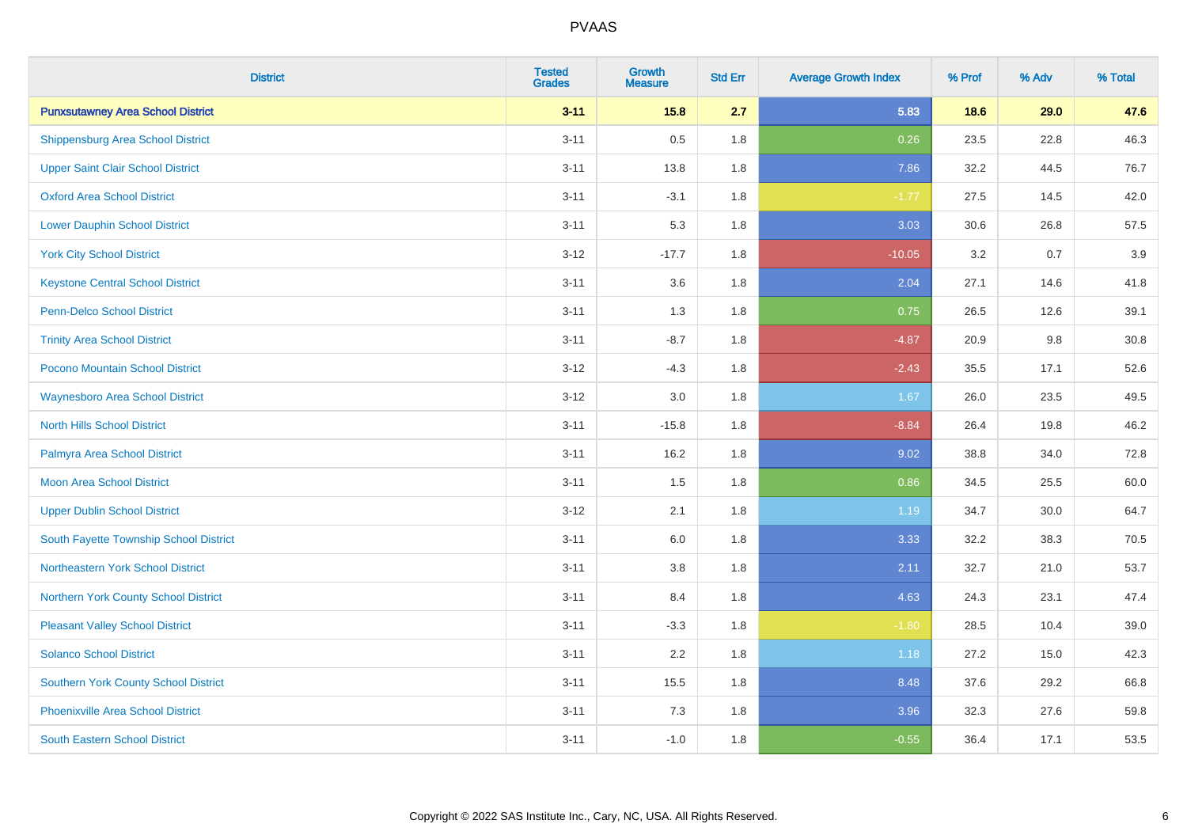# PVAAS

| District | Tested Grades | Growth Measure | Std Err | Average Growth Index | % Prof | % Adv | % Total |
|---|---|---|---|---|---|---|---|
| **Punxsutawney Area School District** | **3-11** | **15.8** | **2.7** | **5.83** | **18.6** | **29.0** | **47.6** |
| Shippensburg Area School District | 3-11 | 0.5 | 1.8 | 0.26 | 23.5 | 22.8 | 46.3 |
| Upper Saint Clair School District | 3-11 | 13.8 | 1.8 | 7.86 | 32.2 | 44.5 | 76.7 |
| Oxford Area School District | 3-11 | -3.1 | 1.8 | -1.77 | 27.5 | 14.5 | 42.0 |
| Lower Dauphin School District | 3-11 | 5.3 | 1.8 | 3.03 | 30.6 | 26.8 | 57.5 |
| York City School District | 3-12 | -17.7 | 1.8 | -10.05 | 3.2 | 0.7 | 3.9 |
| Keystone Central School District | 3-11 | 3.6 | 1.8 | 2.04 | 27.1 | 14.6 | 41.8 |
| Penn-Delco School District | 3-11 | 1.3 | 1.8 | 0.75 | 26.5 | 12.6 | 39.1 |
| Trinity Area School District | 3-11 | -8.7 | 1.8 | -4.87 | 20.9 | 9.8 | 30.8 |
| Pocono Mountain School District | 3-12 | -4.3 | 1.8 | -2.43 | 35.5 | 17.1 | 52.6 |
| Waynesboro Area School District | 3-12 | 3.0 | 1.8 | 1.67 | 26.0 | 23.5 | 49.5 |
| North Hills School District | 3-11 | -15.8 | 1.8 | -8.84 | 26.4 | 19.8 | 46.2 |
| Palmyra Area School District | 3-11 | 16.2 | 1.8 | 9.02 | 38.8 | 34.0 | 72.8 |
| Moon Area School District | 3-11 | 1.5 | 1.8 | 0.86 | 34.5 | 25.5 | 60.0 |
| Upper Dublin School District | 3-12 | 2.1 | 1.8 | 1.19 | 34.7 | 30.0 | 64.7 |
| South Fayette Township School District | 3-11 | 6.0 | 1.8 | 3.33 | 32.2 | 38.3 | 70.5 |
| Northeastern York School District | 3-11 | 3.8 | 1.8 | 2.11 | 32.7 | 21.0 | 53.7 |
| Northern York County School District | 3-11 | 8.4 | 1.8 | 4.63 | 24.3 | 23.1 | 47.4 |
| Pleasant Valley School District | 3-11 | -3.3 | 1.8 | -1.80 | 28.5 | 10.4 | 39.0 |
| Solanco School District | 3-11 | 2.2 | 1.8 | 1.18 | 27.2 | 15.0 | 42.3 |
| Southern York County School District | 3-11 | 15.5 | 1.8 | 8.48 | 37.6 | 29.2 | 66.8 |
| Phoenixville Area School District | 3-11 | 7.3 | 1.8 | 3.96 | 32.3 | 27.6 | 59.8 |
| South Eastern School District | 3-11 | -1.0 | 1.8 | -0.55 | 36.4 | 17.1 | 53.5 |

Copyright © 2022 SAS Institute Inc., Cary, NC, USA. All Rights Reserved.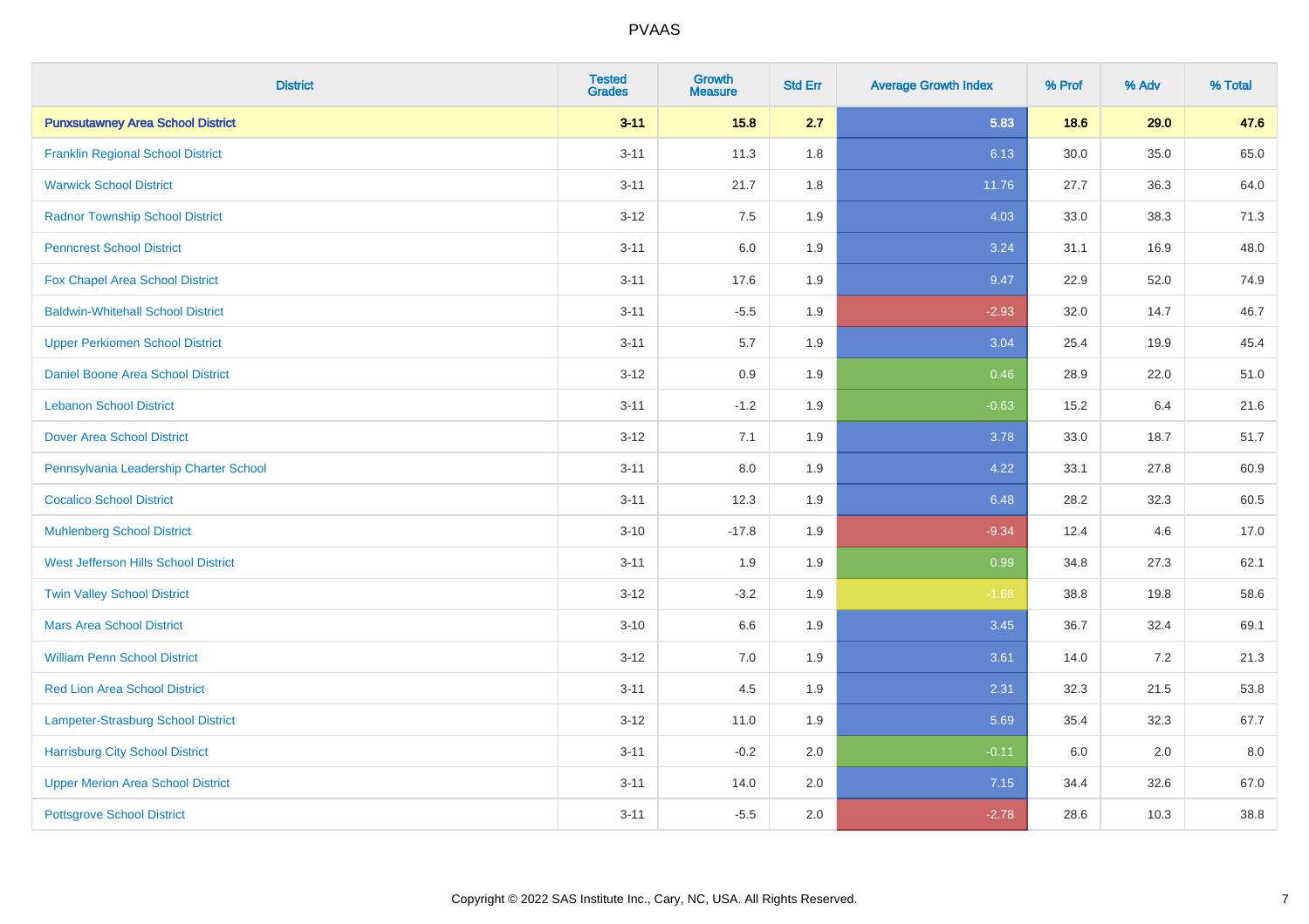# PVAAS

| District | Tested Grades | Growth Measure | Std Err | Average Growth Index | % Prof | % Adv | % Total |
|---|---|---|---|---|---|---|---|
| **Punxsutawney Area School District** | **3-11** | **15.8** | **2.7** | **5.83** | **18.6** | **29.0** | **47.6** |
| Franklin Regional School District | 3-11 | 11.3 | 1.8 | 6.13 | 30.0 | 35.0 | 65.0 |
| Warwick School District | 3-11 | 21.7 | 1.8 | 11.76 | 27.7 | 36.3 | 64.0 |
| Radnor Township School District | 3-12 | 7.5 | 1.9 | 4.03 | 33.0 | 38.3 | 71.3 |
| Penncrest School District | 3-11 | 6.0 | 1.9 | 3.24 | 31.1 | 16.9 | 48.0 |
| Fox Chapel Area School District | 3-11 | 17.6 | 1.9 | 9.47 | 22.9 | 52.0 | 74.9 |
| Baldwin-Whitehall School District | 3-11 | -5.5 | 1.9 | -2.93 | 32.0 | 14.7 | 46.7 |
| Upper Perkiomen School District | 3-11 | 5.7 | 1.9 | 3.04 | 25.4 | 19.9 | 45.4 |
| Daniel Boone Area School District | 3-12 | 0.9 | 1.9 | 0.46 | 28.9 | 22.0 | 51.0 |
| Lebanon School District | 3-11 | -1.2 | 1.9 | -0.63 | 15.2 | 6.4 | 21.6 |
| Dover Area School District | 3-12 | 7.1 | 1.9 | 3.78 | 33.0 | 18.7 | 51.7 |
| Pennsylvania Leadership Charter School | 3-11 | 8.0 | 1.9 | 4.22 | 33.1 | 27.8 | 60.9 |
| Cocalico School District | 3-11 | 12.3 | 1.9 | 6.48 | 28.2 | 32.3 | 60.5 |
| Muhlenberg School District | 3-10 | -17.8 | 1.9 | -9.34 | 12.4 | 4.6 | 17.0 |
| West Jefferson Hills School District | 3-11 | 1.9 | 1.9 | 0.99 | 34.8 | 27.3 | 62.1 |
| Twin Valley School District | 3-12 | -3.2 | 1.9 | -1.68 | 38.8 | 19.8 | 58.6 |
| Mars Area School District | 3-10 | 6.6 | 1.9 | 3.45 | 36.7 | 32.4 | 69.1 |
| William Penn School District | 3-12 | 7.0 | 1.9 | 3.61 | 14.0 | 7.2 | 21.3 |
| Red Lion Area School District | 3-11 | 4.5 | 1.9 | 2.31 | 32.3 | 21.5 | 53.8 |
| Lampeter-Strasburg School District | 3-12 | 11.0 | 1.9 | 5.69 | 35.4 | 32.3 | 67.7 |
| Harrisburg City School District | 3-11 | -0.2 | 2.0 | -0.11 | 6.0 | 2.0 | 8.0 |
| Upper Merion Area School District | 3-11 | 14.0 | 2.0 | 7.15 | 34.4 | 32.6 | 67.0 |
| Pottsgrove School District | 3-11 | -5.5 | 2.0 | -2.78 | 28.6 | 10.3 | 38.8 |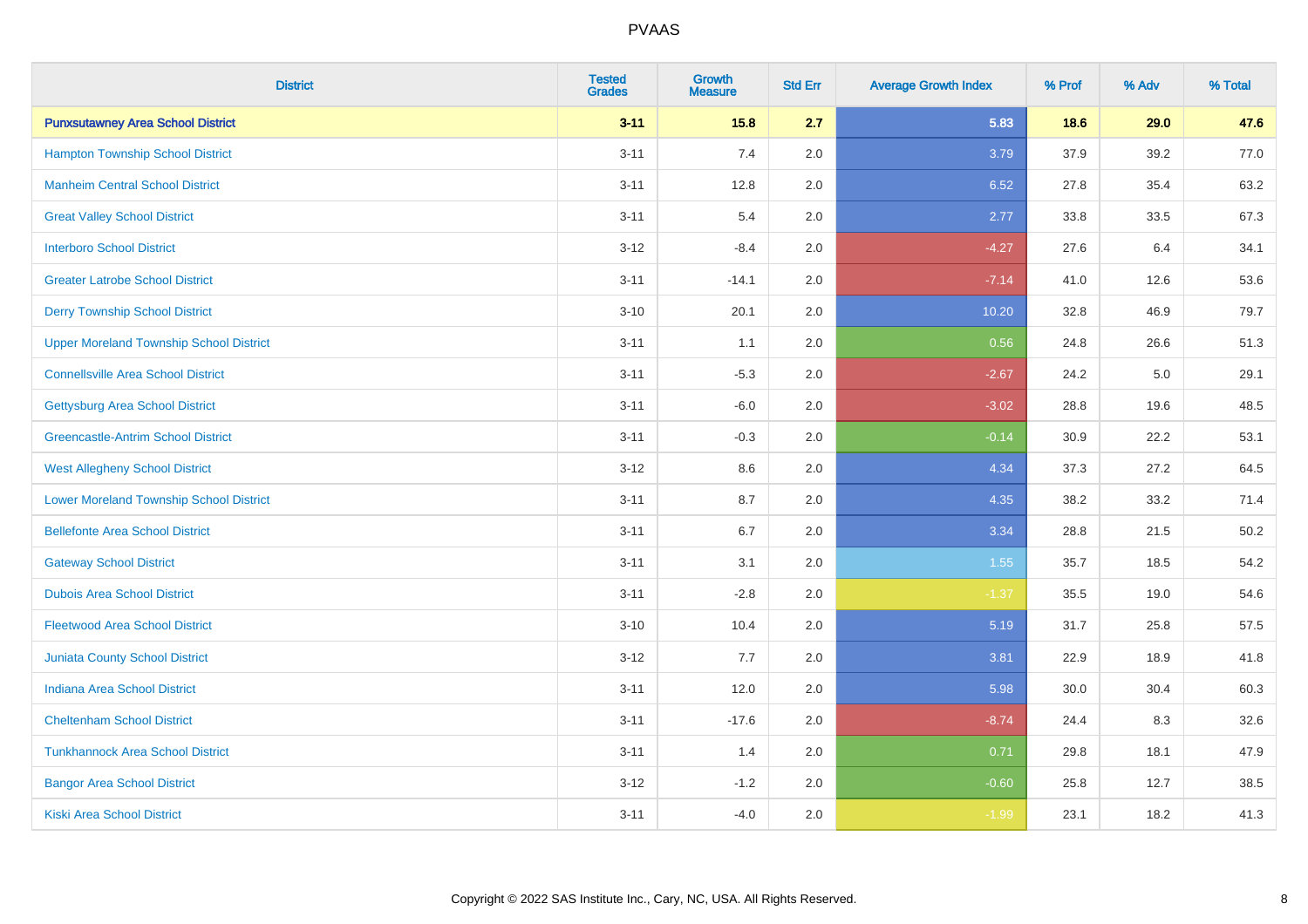# PVAAS

| District | Tested Grades | Growth Measure | Std Err | Average Growth Index | % Prof | % Adv | % Total |
|---|---|---|---|---|---|---|---|
| **Punxsutawney Area School District** | **3-11** | **15.8** | **2.7** | **5.83** | **18.6** | **29.0** | **47.6** |
| Hampton Township School District | 3-11 | 7.4 | 2.0 | 3.79 | 37.9 | 39.2 | 77.0 |
| Manheim Central School District | 3-11 | 12.8 | 2.0 | 6.52 | 27.8 | 35.4 | 63.2 |
| Great Valley School District | 3-11 | 5.4 | 2.0 | 2.77 | 33.8 | 33.5 | 67.3 |
| Interboro School District | 3-12 | -8.4 | 2.0 | -4.27 | 27.6 | 6.4 | 34.1 |
| Greater Latrobe School District | 3-11 | -14.1 | 2.0 | -7.14 | 41.0 | 12.6 | 53.6 |
| Derry Township School District | 3-10 | 20.1 | 2.0 | 10.20 | 32.8 | 46.9 | 79.7 |
| Upper Moreland Township School District | 3-11 | 1.1 | 2.0 | 0.56 | 24.8 | 26.6 | 51.3 |
| Connellsville Area School District | 3-11 | -5.3 | 2.0 | -2.67 | 24.2 | 5.0 | 29.1 |
| Gettysburg Area School District | 3-11 | -6.0 | 2.0 | -3.02 | 28.8 | 19.6 | 48.5 |
| Greencastle-Antrim School District | 3-11 | -0.3 | 2.0 | -0.14 | 30.9 | 22.2 | 53.1 |
| West Allegheny School District | 3-12 | 8.6 | 2.0 | 4.34 | 37.3 | 27.2 | 64.5 |
| Lower Moreland Township School District | 3-11 | 8.7 | 2.0 | 4.35 | 38.2 | 33.2 | 71.4 |
| Bellefonte Area School District | 3-11 | 6.7 | 2.0 | 3.34 | 28.8 | 21.5 | 50.2 |
| Gateway School District | 3-11 | 3.1 | 2.0 | 1.55 | 35.7 | 18.5 | 54.2 |
| Dubois Area School District | 3-11 | -2.8 | 2.0 | -1.37 | 35.5 | 19.0 | 54.6 |
| Fleetwood Area School District | 3-10 | 10.4 | 2.0 | 5.19 | 31.7 | 25.8 | 57.5 |
| Juniata County School District | 3-12 | 7.7 | 2.0 | 3.81 | 22.9 | 18.9 | 41.8 |
| Indiana Area School District | 3-11 | 12.0 | 2.0 | 5.98 | 30.0 | 30.4 | 60.3 |
| Cheltenham School District | 3-11 | -17.6 | 2.0 | -8.74 | 24.4 | 8.3 | 32.6 |
| Tunkhannock Area School District | 3-11 | 1.4 | 2.0 | 0.71 | 29.8 | 18.1 | 47.9 |
| Bangor Area School District | 3-12 | -1.2 | 2.0 | -0.60 | 25.8 | 12.7 | 38.5 |
| Kiski Area School District | 3-11 | -4.0 | 2.0 | -1.99 | 23.1 | 18.2 | 41.3 |

Copyright © 2022 SAS Institute Inc., Cary, NC, USA. All Rights Reserved.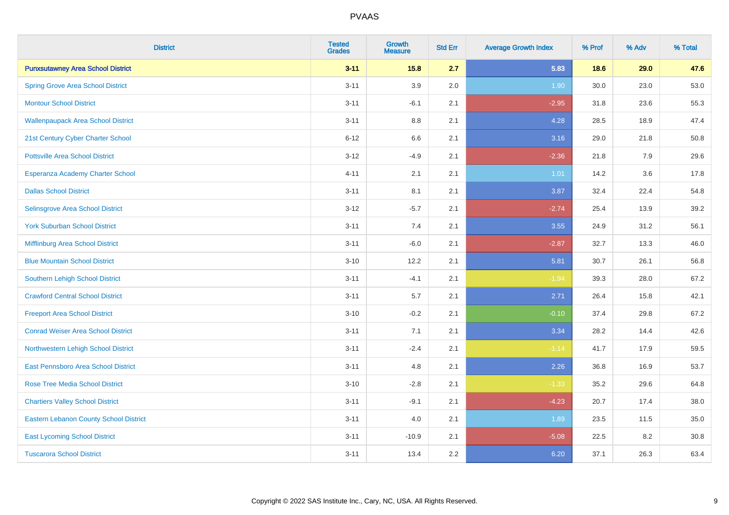# PVAAS

| District | Tested Grades | Growth Measure | Std Err | Average Growth Index | % Prof | % Adv | % Total |
|---|---|---|---|---|---|---|---|
| **Punxsutawney Area School District** | **3-11** | **15.8** | **2.7** | **5.83** | **18.6** | **29.0** | **47.6** |
| Spring Grove Area School District | 3-11 | 3.9 | 2.0 | 1.90 | 30.0 | 23.0 | 53.0 |
| Montour School District | 3-11 | -6.1 | 2.1 | -2.95 | 31.8 | 23.6 | 55.3 |
| Wallenpaupack Area School District | 3-11 | 8.8 | 2.1 | 4.28 | 28.5 | 18.9 | 47.4 |
| 21st Century Cyber Charter School | 6-12 | 6.6 | 2.1 | 3.16 | 29.0 | 21.8 | 50.8 |
| Pottsville Area School District | 3-12 | -4.9 | 2.1 | -2.36 | 21.8 | 7.9 | 29.6 |
| Esperanza Academy Charter School | 4-11 | 2.1 | 2.1 | 1.01 | 14.2 | 3.6 | 17.8 |
| Dallas School District | 3-11 | 8.1 | 2.1 | 3.87 | 32.4 | 22.4 | 54.8 |
| Selinsgrove Area School District | 3-12 | -5.7 | 2.1 | -2.74 | 25.4 | 13.9 | 39.2 |
| York Suburban School District | 3-11 | 7.4 | 2.1 | 3.55 | 24.9 | 31.2 | 56.1 |
| Mifflinburg Area School District | 3-11 | -6.0 | 2.1 | -2.87 | 32.7 | 13.3 | 46.0 |
| Blue Mountain School District | 3-10 | 12.2 | 2.1 | 5.81 | 30.7 | 26.1 | 56.8 |
| Southern Lehigh School District | 3-11 | -4.1 | 2.1 | -1.94 | 39.3 | 28.0 | 67.2 |
| Crawford Central School District | 3-11 | 5.7 | 2.1 | 2.71 | 26.4 | 15.8 | 42.1 |
| Freeport Area School District | 3-10 | -0.2 | 2.1 | -0.10 | 37.4 | 29.8 | 67.2 |
| Conrad Weiser Area School District | 3-11 | 7.1 | 2.1 | 3.34 | 28.2 | 14.4 | 42.6 |
| Northwestern Lehigh School District | 3-11 | -2.4 | 2.1 | -1.14 | 41.7 | 17.9 | 59.5 |
| East Pennsboro Area School District | 3-11 | 4.8 | 2.1 | 2.26 | 36.8 | 16.9 | 53.7 |
| Rose Tree Media School District | 3-10 | -2.8 | 2.1 | -1.33 | 35.2 | 29.6 | 64.8 |
| Chartiers Valley School District | 3-11 | -9.1 | 2.1 | -4.23 | 20.7 | 17.4 | 38.0 |
| Eastern Lebanon County School District | 3-11 | 4.0 | 2.1 | 1.89 | 23.5 | 11.5 | 35.0 |
| East Lycoming School District | 3-11 | -10.9 | 2.1 | -5.08 | 22.5 | 8.2 | 30.8 |
| Tuscarora School District | 3-11 | 13.4 | 2.2 | 6.20 | 37.1 | 26.3 | 63.4 |

Copyright © 2022 SAS Institute Inc., Cary, NC, USA. All Rights Reserved.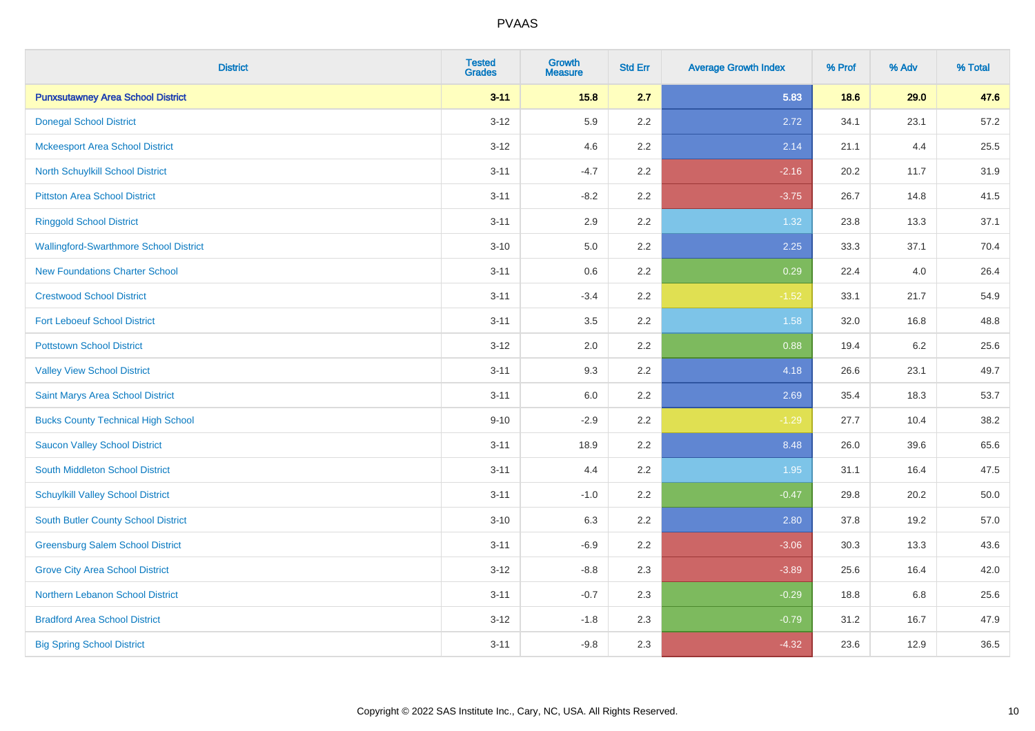# PVAAS

| District | Tested Grades | Growth Measure | Std Err | Average Growth Index | % Prof | % Adv | % Total |
|---|---|---|---|---|---|---|---|
| **Punxsutawney Area School District** | **3-11** | **15.8** | **2.7** | **5.83** | **18.6** | **29.0** | **47.6** |
| Donegal School District | 3-12 | 5.9 | 2.2 | 2.72 | 34.1 | 23.1 | 57.2 |
| Mckeesport Area School District | 3-12 | 4.6 | 2.2 | 2.14 | 21.1 | 4.4 | 25.5 |
| North Schuylkill School District | 3-11 | -4.7 | 2.2 | -2.16 | 20.2 | 11.7 | 31.9 |
| Pittston Area School District | 3-11 | -8.2 | 2.2 | -3.75 | 26.7 | 14.8 | 41.5 |
| Ringgold School District | 3-11 | 2.9 | 2.2 | 1.32 | 23.8 | 13.3 | 37.1 |
| Wallingford-Swarthmore School District | 3-10 | 5.0 | 2.2 | 2.25 | 33.3 | 37.1 | 70.4 |
| New Foundations Charter School | 3-11 | 0.6 | 2.2 | 0.29 | 22.4 | 4.0 | 26.4 |
| Crestwood School District | 3-11 | -3.4 | 2.2 | -1.52 | 33.1 | 21.7 | 54.9 |
| Fort Leboeuf School District | 3-11 | 3.5 | 2.2 | 1.58 | 32.0 | 16.8 | 48.8 |
| Pottstown School District | 3-12 | 2.0 | 2.2 | 0.88 | 19.4 | 6.2 | 25.6 |
| Valley View School District | 3-11 | 9.3 | 2.2 | 4.18 | 26.6 | 23.1 | 49.7 |
| Saint Marys Area School District | 3-11 | 6.0 | 2.2 | 2.69 | 35.4 | 18.3 | 53.7 |
| Bucks County Technical High School | 9-10 | -2.9 | 2.2 | -1.29 | 27.7 | 10.4 | 38.2 |
| Saucon Valley School District | 3-11 | 18.9 | 2.2 | 8.48 | 26.0 | 39.6 | 65.6 |
| South Middleton School District | 3-11 | 4.4 | 2.2 | 1.95 | 31.1 | 16.4 | 47.5 |
| Schuylkill Valley School District | 3-11 | -1.0 | 2.2 | -0.47 | 29.8 | 20.2 | 50.0 |
| South Butler County School District | 3-10 | 6.3 | 2.2 | 2.80 | 37.8 | 19.2 | 57.0 |
| Greensburg Salem School District | 3-11 | -6.9 | 2.2 | -3.06 | 30.3 | 13.3 | 43.6 |
| Grove City Area School District | 3-12 | -8.8 | 2.3 | -3.89 | 25.6 | 16.4 | 42.0 |
| Northern Lebanon School District | 3-11 | -0.7 | 2.3 | -0.29 | 18.8 | 6.8 | 25.6 |
| Bradford Area School District | 3-12 | -1.8 | 2.3 | -0.79 | 31.2 | 16.7 | 47.9 |
| Big Spring School District | 3-11 | -9.8 | 2.3 | -4.32 | 23.6 | 12.9 | 36.5 |

Copyright © 2022 SAS Institute Inc., Cary, NC, USA. All Rights Reserved.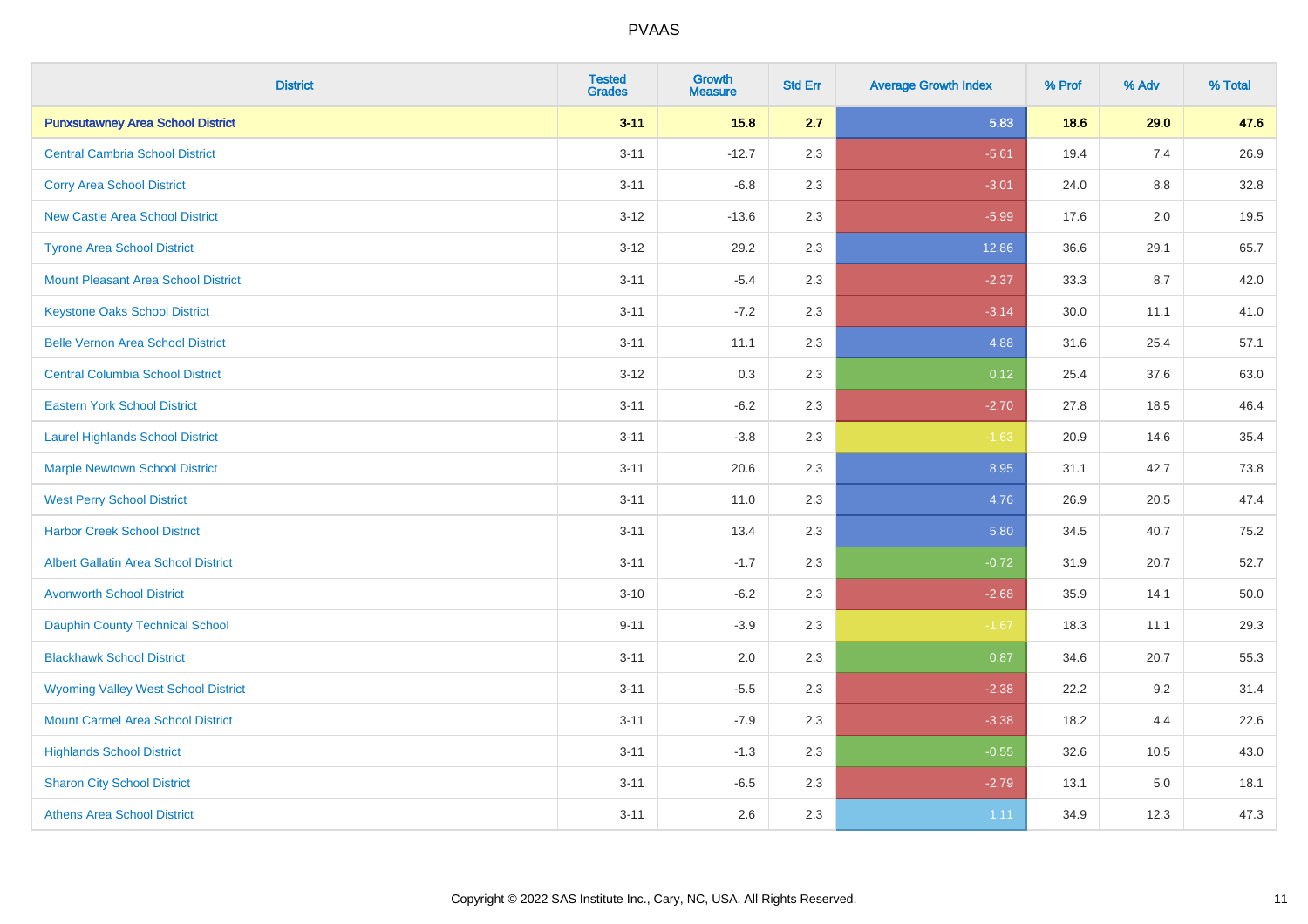| District | Tested Grades | Growth Measure | Std Err | Average Growth Index | % Prof | % Adv | % Total |
|---|---|---|---|---|---|---|---|
| **Punxsutawney Area School District** | **3-11** | **15.8** | **2.7** | **5.83** | **18.6** | **29.0** | **47.6** |
| Central Cambria School District | 3-11 | -12.7 | 2.3 | -5.61 | 19.4 | 7.4 | 26.9 |
| Corry Area School District | 3-11 | -6.8 | 2.3 | -3.01 | 24.0 | 8.8 | 32.8 |
| New Castle Area School District | 3-12 | -13.6 | 2.3 | -5.99 | 17.6 | 2.0 | 19.5 |
| Tyrone Area School District | 3-12 | 29.2 | 2.3 | 12.86 | 36.6 | 29.1 | 65.7 |
| Mount Pleasant Area School District | 3-11 | -5.4 | 2.3 | -2.37 | 33.3 | 8.7 | 42.0 |
| Keystone Oaks School District | 3-11 | -7.2 | 2.3 | -3.14 | 30.0 | 11.1 | 41.0 |
| Belle Vernon Area School District | 3-11 | 11.1 | 2.3 | 4.88 | 31.6 | 25.4 | 57.1 |
| Central Columbia School District | 3-12 | 0.3 | 2.3 | 0.12 | 25.4 | 37.6 | 63.0 |
| Eastern York School District | 3-11 | -6.2 | 2.3 | -2.70 | 27.8 | 18.5 | 46.4 |
| Laurel Highlands School District | 3-11 | -3.8 | 2.3 | -1.63 | 20.9 | 14.6 | 35.4 |
| Marple Newtown School District | 3-11 | 20.6 | 2.3 | 8.95 | 31.1 | 42.7 | 73.8 |
| West Perry School District | 3-11 | 11.0 | 2.3 | 4.76 | 26.9 | 20.5 | 47.4 |
| Harbor Creek School District | 3-11 | 13.4 | 2.3 | 5.80 | 34.5 | 40.7 | 75.2 |
| Albert Gallatin Area School District | 3-11 | -1.7 | 2.3 | -0.72 | 31.9 | 20.7 | 52.7 |
| Avonworth School District | 3-10 | -6.2 | 2.3 | -2.68 | 35.9 | 14.1 | 50.0 |
| Dauphin County Technical School | 9-11 | -3.9 | 2.3 | -1.67 | 18.3 | 11.1 | 29.3 |
| Blackhawk School District | 3-11 | 2.0 | 2.3 | 0.87 | 34.6 | 20.7 | 55.3 |
| Wyoming Valley West School District | 3-11 | -5.5 | 2.3 | -2.38 | 22.2 | 9.2 | 31.4 |
| Mount Carmel Area School District | 3-11 | -7.9 | 2.3 | -3.38 | 18.2 | 4.4 | 22.6 |
| Highlands School District | 3-11 | -1.3 | 2.3 | -0.55 | 32.6 | 10.5 | 43.0 |
| Sharon City School District | 3-11 | -6.5 | 2.3 | -2.79 | 13.1 | 5.0 | 18.1 |
| Athens Area School District | 3-11 | 2.6 | 2.3 | 1.11 | 34.9 | 12.3 | 47.3 |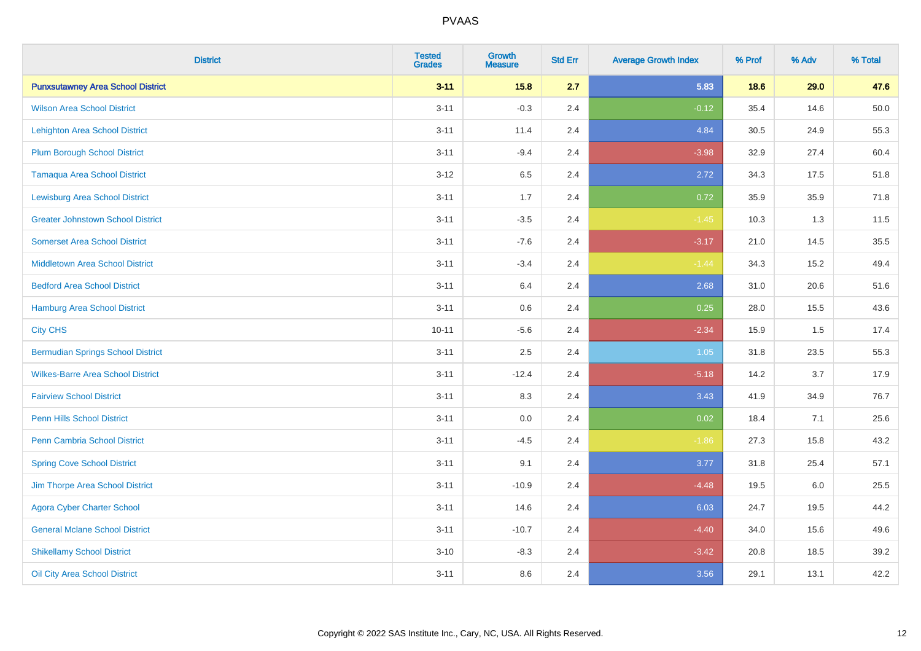# PVAAS

| District | Tested Grades | Growth Measure | Std Err | Average Growth Index | % Prof | % Adv | % Total |
|---|---|---|---|---|---|---|---|
| **Punxsutawney Area School District** | **3-11** | **15.8** | **2.7** | **5.83** | **18.6** | **29.0** | **47.6** |
| Wilson Area School District | 3-11 | -0.3 | 2.4 | -0.12 | 35.4 | 14.6 | 50.0 |
| Lehighton Area School District | 3-11 | 11.4 | 2.4 | 4.84 | 30.5 | 24.9 | 55.3 |
| Plum Borough School District | 3-11 | -9.4 | 2.4 | -3.98 | 32.9 | 27.4 | 60.4 |
| Tamaqua Area School District | 3-12 | 6.5 | 2.4 | 2.72 | 34.3 | 17.5 | 51.8 |
| Lewisburg Area School District | 3-11 | 1.7 | 2.4 | 0.72 | 35.9 | 35.9 | 71.8 |
| Greater Johnstown School District | 3-11 | -3.5 | 2.4 | -1.45 | 10.3 | 1.3 | 11.5 |
| Somerset Area School District | 3-11 | -7.6 | 2.4 | -3.17 | 21.0 | 14.5 | 35.5 |
| Middletown Area School District | 3-11 | -3.4 | 2.4 | -1.44 | 34.3 | 15.2 | 49.4 |
| Bedford Area School District | 3-11 | 6.4 | 2.4 | 2.68 | 31.0 | 20.6 | 51.6 |
| Hamburg Area School District | 3-11 | 0.6 | 2.4 | 0.25 | 28.0 | 15.5 | 43.6 |
| City CHS | 10-11 | -5.6 | 2.4 | -2.34 | 15.9 | 1.5 | 17.4 |
| Bermudian Springs School District | 3-11 | 2.5 | 2.4 | 1.05 | 31.8 | 23.5 | 55.3 |
| Wilkes-Barre Area School District | 3-11 | -12.4 | 2.4 | -5.18 | 14.2 | 3.7 | 17.9 |
| Fairview School District | 3-11 | 8.3 | 2.4 | 3.43 | 41.9 | 34.9 | 76.7 |
| Penn Hills School District | 3-11 | 0.0 | 2.4 | 0.02 | 18.4 | 7.1 | 25.6 |
| Penn Cambria School District | 3-11 | -4.5 | 2.4 | -1.86 | 27.3 | 15.8 | 43.2 |
| Spring Cove School District | 3-11 | 9.1 | 2.4 | 3.77 | 31.8 | 25.4 | 57.1 |
| Jim Thorpe Area School District | 3-11 | -10.9 | 2.4 | -4.48 | 19.5 | 6.0 | 25.5 |
| Agora Cyber Charter School | 3-11 | 14.6 | 2.4 | 6.03 | 24.7 | 19.5 | 44.2 |
| General Mclane School District | 3-11 | -10.7 | 2.4 | -4.40 | 34.0 | 15.6 | 49.6 |
| Shikellamy School District | 3-10 | -8.3 | 2.4 | -3.42 | 20.8 | 18.5 | 39.2 |
| Oil City Area School District | 3-11 | 8.6 | 2.4 | 3.56 | 29.1 | 13.1 | 42.2 |

Copyright © 2022 SAS Institute Inc., Cary, NC, USA. All Rights Reserved.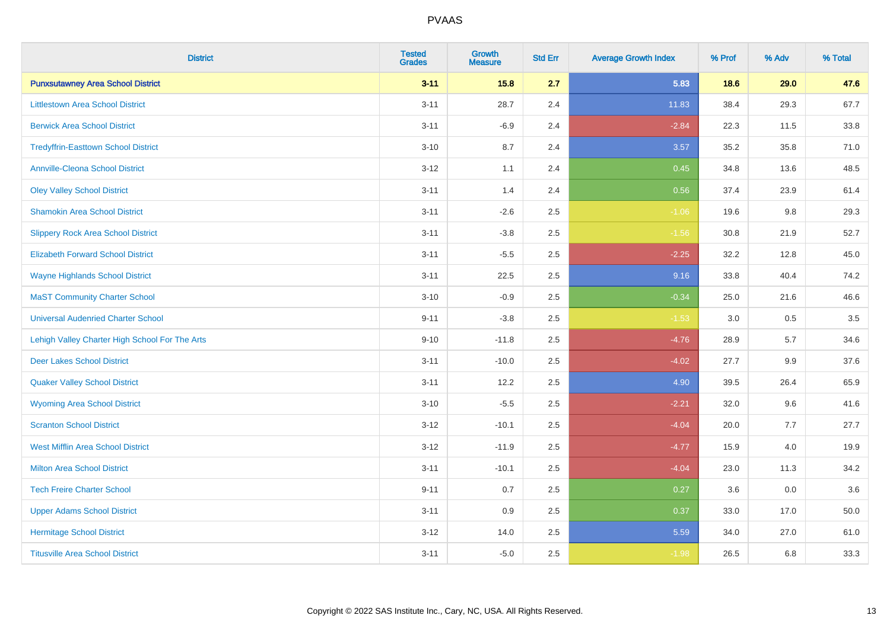# PVAAS

| District | Tested Grades | Growth Measure | Std Err | Average Growth Index | % Prof | % Adv | % Total |
|---|---|---|---|---|---|---|---|
| **Punxsutawney Area School District** | **3-11** | **15.8** | **2.7** | **5.83** | **18.6** | **29.0** | **47.6** |
| Littlestown Area School District | 3-11 | 28.7 | 2.4 | 11.83 | 38.4 | 29.3 | 67.7 |
| Berwick Area School District | 3-11 | -6.9 | 2.4 | -2.84 | 22.3 | 11.5 | 33.8 |
| Tredyffrin-Easttown School District | 3-10 | 8.7 | 2.4 | 3.57 | 35.2 | 35.8 | 71.0 |
| Annville-Cleona School District | 3-12 | 1.1 | 2.4 | 0.45 | 34.8 | 13.6 | 48.5 |
| Oley Valley School District | 3-11 | 1.4 | 2.4 | 0.56 | 37.4 | 23.9 | 61.4 |
| Shamokin Area School District | 3-11 | -2.6 | 2.5 | -1.06 | 19.6 | 9.8 | 29.3 |
| Slippery Rock Area School District | 3-11 | -3.8 | 2.5 | -1.56 | 30.8 | 21.9 | 52.7 |
| Elizabeth Forward School District | 3-11 | -5.5 | 2.5 | -2.25 | 32.2 | 12.8 | 45.0 |
| Wayne Highlands School District | 3-11 | 22.5 | 2.5 | 9.16 | 33.8 | 40.4 | 74.2 |
| MaST Community Charter School | 3-10 | -0.9 | 2.5 | -0.34 | 25.0 | 21.6 | 46.6 |
| Universal Audenried Charter School | 9-11 | -3.8 | 2.5 | -1.53 | 3.0 | 0.5 | 3.5 |
| Lehigh Valley Charter High School For The Arts | 9-10 | -11.8 | 2.5 | -4.76 | 28.9 | 5.7 | 34.6 |
| Deer Lakes School District | 3-11 | -10.0 | 2.5 | -4.02 | 27.7 | 9.9 | 37.6 |
| Quaker Valley School District | 3-11 | 12.2 | 2.5 | 4.90 | 39.5 | 26.4 | 65.9 |
| Wyoming Area School District | 3-10 | -5.5 | 2.5 | -2.21 | 32.0 | 9.6 | 41.6 |
| Scranton School District | 3-12 | -10.1 | 2.5 | -4.04 | 20.0 | 7.7 | 27.7 |
| West Mifflin Area School District | 3-12 | -11.9 | 2.5 | -4.77 | 15.9 | 4.0 | 19.9 |
| Milton Area School District | 3-11 | -10.1 | 2.5 | -4.04 | 23.0 | 11.3 | 34.2 |
| Tech Freire Charter School | 9-11 | 0.7 | 2.5 | 0.27 | 3.6 | 0.0 | 3.6 |
| Upper Adams School District | 3-11 | 0.9 | 2.5 | 0.37 | 33.0 | 17.0 | 50.0 |
| Hermitage School District | 3-12 | 14.0 | 2.5 | 5.59 | 34.0 | 27.0 | 61.0 |
| Titusville Area School District | 3-11 | -5.0 | 2.5 | -1.98 | 26.5 | 6.8 | 33.3 |

Copyright © 2022 SAS Institute Inc., Cary, NC, USA. All Rights Reserved.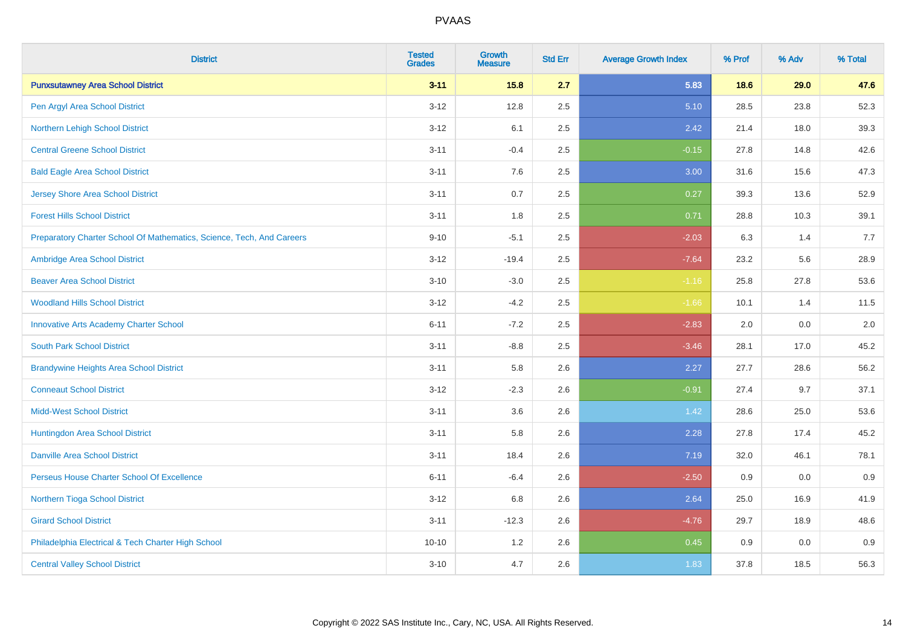| District | Tested Grades | Growth Measure | Std Err | Average Growth Index | % Prof | % Adv | % Total |
|---|---|---|---|---|---|---|---|
| **Punxsutawney Area School District** | **3-11** | **15.8** | **2.7** | **5.83** | **18.6** | **29.0** | **47.6** |
| Pen Argyl Area School District | 3-12 | 12.8 | 2.5 | 5.10 | 28.5 | 23.8 | 52.3 |
| Northern Lehigh School District | 3-12 | 6.1 | 2.5 | 2.42 | 21.4 | 18.0 | 39.3 |
| Central Greene School District | 3-11 | -0.4 | 2.5 | -0.15 | 27.8 | 14.8 | 42.6 |
| Bald Eagle Area School District | 3-11 | 7.6 | 2.5 | 3.00 | 31.6 | 15.6 | 47.3 |
| Jersey Shore Area School District | 3-11 | 0.7 | 2.5 | 0.27 | 39.3 | 13.6 | 52.9 |
| Forest Hills School District | 3-11 | 1.8 | 2.5 | 0.71 | 28.8 | 10.3 | 39.1 |
| Preparatory Charter School Of Mathematics, Science, Tech, And Careers | 9-10 | -5.1 | 2.5 | -2.03 | 6.3 | 1.4 | 7.7 |
| Ambridge Area School District | 3-12 | -19.4 | 2.5 | -7.64 | 23.2 | 5.6 | 28.9 |
| Beaver Area School District | 3-10 | -3.0 | 2.5 | -1.16 | 25.8 | 27.8 | 53.6 |
| Woodland Hills School District | 3-12 | -4.2 | 2.5 | -1.66 | 10.1 | 1.4 | 11.5 |
| Innovative Arts Academy Charter School | 6-11 | -7.2 | 2.5 | -2.83 | 2.0 | 0.0 | 2.0 |
| South Park School District | 3-11 | -8.8 | 2.5 | -3.46 | 28.1 | 17.0 | 45.2 |
| Brandywine Heights Area School District | 3-11 | 5.8 | 2.6 | 2.27 | 27.7 | 28.6 | 56.2 |
| Conneaut School District | 3-12 | -2.3 | 2.6 | -0.91 | 27.4 | 9.7 | 37.1 |
| Midd-West School District | 3-11 | 3.6 | 2.6 | 1.42 | 28.6 | 25.0 | 53.6 |
| Huntingdon Area School District | 3-11 | 5.8 | 2.6 | 2.28 | 27.8 | 17.4 | 45.2 |
| Danville Area School District | 3-11 | 18.4 | 2.6 | 7.19 | 32.0 | 46.1 | 78.1 |
| Perseus House Charter School Of Excellence | 6-11 | -6.4 | 2.6 | -2.50 | 0.9 | 0.0 | 0.9 |
| Northern Tioga School District | 3-12 | 6.8 | 2.6 | 2.64 | 25.0 | 16.9 | 41.9 |
| Girard School District | 3-11 | -12.3 | 2.6 | -4.76 | 29.7 | 18.9 | 48.6 |
| Philadelphia Electrical & Tech Charter High School | 10-10 | 1.2 | 2.6 | 0.45 | 0.9 | 0.0 | 0.9 |
| Central Valley School District | 3-10 | 4.7 | 2.6 | 1.83 | 37.8 | 18.5 | 56.3 |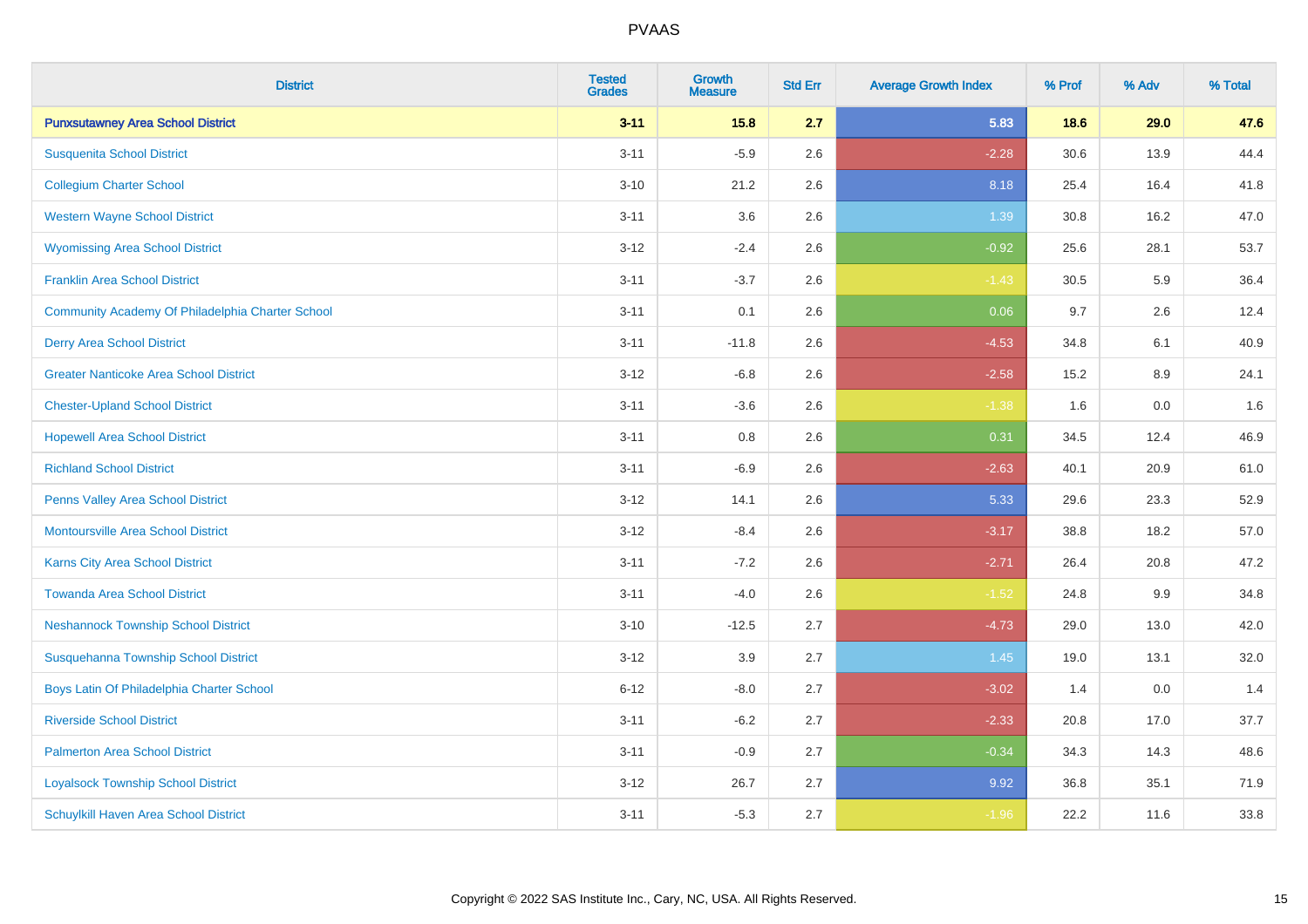# PVAAS

| District | Tested Grades | Growth Measure | Std Err | Average Growth Index | % Prof | % Adv | % Total |
|---|---|---|---|---|---|---|---|
| **Punxsutawney Area School District** | **3-11** | **15.8** | **2.7** | **5.83** | **18.6** | **29.0** | **47.6** |
| Susquenita School District | 3-11 | -5.9 | 2.6 | -2.28 | 30.6 | 13.9 | 44.4 |
| Collegium Charter School | 3-10 | 21.2 | 2.6 | 8.18 | 25.4 | 16.4 | 41.8 |
| Western Wayne School District | 3-11 | 3.6 | 2.6 | 1.39 | 30.8 | 16.2 | 47.0 |
| Wyomissing Area School District | 3-12 | -2.4 | 2.6 | -0.92 | 25.6 | 28.1 | 53.7 |
| Franklin Area School District | 3-11 | -3.7 | 2.6 | -1.43 | 30.5 | 5.9 | 36.4 |
| Community Academy Of Philadelphia Charter School | 3-11 | 0.1 | 2.6 | 0.06 | 9.7 | 2.6 | 12.4 |
| Derry Area School District | 3-11 | -11.8 | 2.6 | -4.53 | 34.8 | 6.1 | 40.9 |
| Greater Nanticoke Area School District | 3-12 | -6.8 | 2.6 | -2.58 | 15.2 | 8.9 | 24.1 |
| Chester-Upland School District | 3-11 | -3.6 | 2.6 | -1.38 | 1.6 | 0.0 | 1.6 |
| Hopewell Area School District | 3-11 | 0.8 | 2.6 | 0.31 | 34.5 | 12.4 | 46.9 |
| Richland School District | 3-11 | -6.9 | 2.6 | -2.63 | 40.1 | 20.9 | 61.0 |
| Penns Valley Area School District | 3-12 | 14.1 | 2.6 | 5.33 | 29.6 | 23.3 | 52.9 |
| Montoursville Area School District | 3-12 | -8.4 | 2.6 | -3.17 | 38.8 | 18.2 | 57.0 |
| Karns City Area School District | 3-11 | -7.2 | 2.6 | -2.71 | 26.4 | 20.8 | 47.2 |
| Towanda Area School District | 3-11 | -4.0 | 2.6 | -1.52 | 24.8 | 9.9 | 34.8 |
| Neshannock Township School District | 3-10 | -12.5 | 2.7 | -4.73 | 29.0 | 13.0 | 42.0 |
| Susquehanna Township School District | 3-12 | 3.9 | 2.7 | 1.45 | 19.0 | 13.1 | 32.0 |
| Boys Latin Of Philadelphia Charter School | 6-12 | -8.0 | 2.7 | -3.02 | 1.4 | 0.0 | 1.4 |
| Riverside School District | 3-11 | -6.2 | 2.7 | -2.33 | 20.8 | 17.0 | 37.7 |
| Palmerton Area School District | 3-11 | -0.9 | 2.7 | -0.34 | 34.3 | 14.3 | 48.6 |
| Loyalsock Township School District | 3-12 | 26.7 | 2.7 | 9.92 | 36.8 | 35.1 | 71.9 |
| Schuylkill Haven Area School District | 3-11 | -5.3 | 2.7 | -1.96 | 22.2 | 11.6 | 33.8 |

Copyright © 2022 SAS Institute Inc., Cary, NC, USA. All Rights Reserved.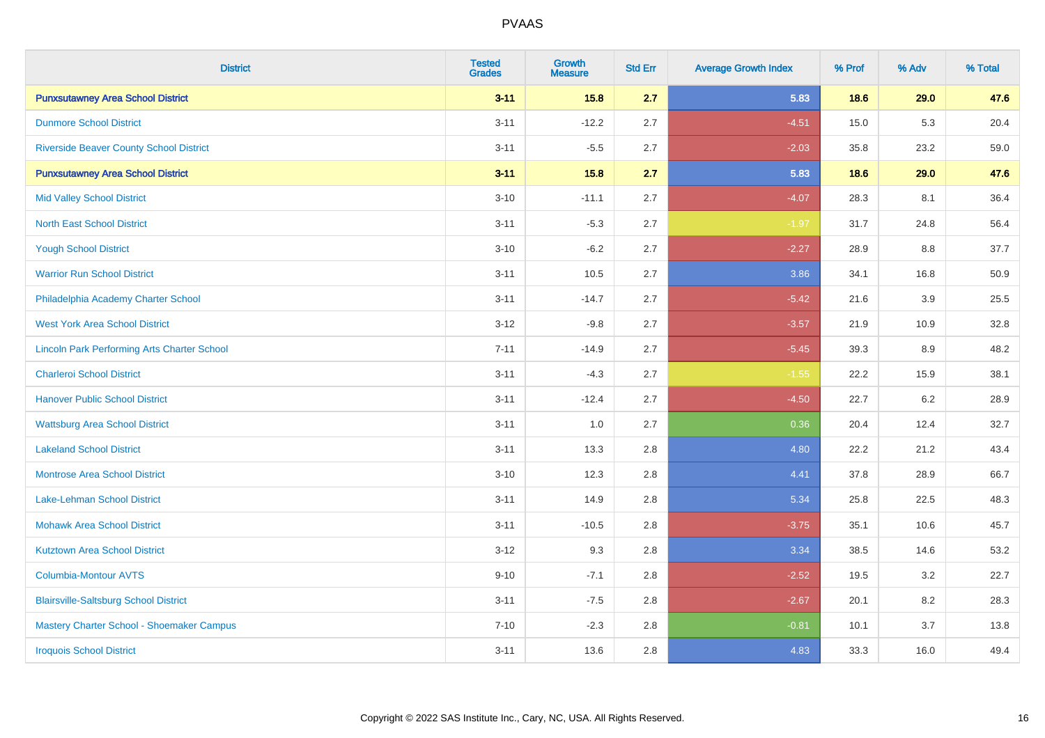# PVAAS

| District | Tested Grades | Growth Measure | Std Err | Average Growth Index | % Prof | % Adv | % Total |
|---|---|---|---|---|---|---|---|
| **Punxsutawney Area School District** | **3-11** | **15.8** | **2.7** | **5.83** | **18.6** | **29.0** | **47.6** |
| Dunmore School District | 3-11 | -12.2 | 2.7 | -4.51 | 15.0 | 5.3 | 20.4 |
| Riverside Beaver County School District | 3-11 | -5.5 | 2.7 | -2.03 | 35.8 | 23.2 | 59.0 |
| **Punxsutawney Area School District** | **3-11** | **15.8** | **2.7** | **5.83** | **18.6** | **29.0** | **47.6** |
| Mid Valley School District | 3-10 | -11.1 | 2.7 | -4.07 | 28.3 | 8.1 | 36.4 |
| North East School District | 3-11 | -5.3 | 2.7 | -1.97 | 31.7 | 24.8 | 56.4 |
| Yough School District | 3-10 | -6.2 | 2.7 | -2.27 | 28.9 | 8.8 | 37.7 |
| Warrior Run School District | 3-11 | 10.5 | 2.7 | 3.86 | 34.1 | 16.8 | 50.9 |
| Philadelphia Academy Charter School | 3-11 | -14.7 | 2.7 | -5.42 | 21.6 | 3.9 | 25.5 |
| West York Area School District | 3-12 | -9.8 | 2.7 | -3.57 | 21.9 | 10.9 | 32.8 |
| Lincoln Park Performing Arts Charter School | 7-11 | -14.9 | 2.7 | -5.45 | 39.3 | 8.9 | 48.2 |
| Charleroi School District | 3-11 | -4.3 | 2.7 | -1.55 | 22.2 | 15.9 | 38.1 |
| Hanover Public School District | 3-11 | -12.4 | 2.7 | -4.50 | 22.7 | 6.2 | 28.9 |
| Wattsburg Area School District | 3-11 | 1.0 | 2.7 | 0.36 | 20.4 | 12.4 | 32.7 |
| Lakeland School District | 3-11 | 13.3 | 2.8 | 4.80 | 22.2 | 21.2 | 43.4 |
| Montrose Area School District | 3-10 | 12.3 | 2.8 | 4.41 | 37.8 | 28.9 | 66.7 |
| Lake-Lehman School District | 3-11 | 14.9 | 2.8 | 5.34 | 25.8 | 22.5 | 48.3 |
| Mohawk Area School District | 3-11 | -10.5 | 2.8 | -3.75 | 35.1 | 10.6 | 45.7 |
| Kutztown Area School District | 3-12 | 9.3 | 2.8 | 3.34 | 38.5 | 14.6 | 53.2 |
| Columbia-Montour AVTS | 9-10 | -7.1 | 2.8 | -2.52 | 19.5 | 3.2 | 22.7 |
| Blairsville-Saltsburg School District | 3-11 | -7.5 | 2.8 | -2.67 | 20.1 | 8.2 | 28.3 |
| Mastery Charter School - Shoemaker Campus | 7-10 | -2.3 | 2.8 | -0.81 | 10.1 | 3.7 | 13.8 |
| Iroquois School District | 3-11 | 13.6 | 2.8 | 4.83 | 33.3 | 16.0 | 49.4 |

Copyright © 2022 SAS Institute Inc., Cary, NC, USA. All Rights Reserved.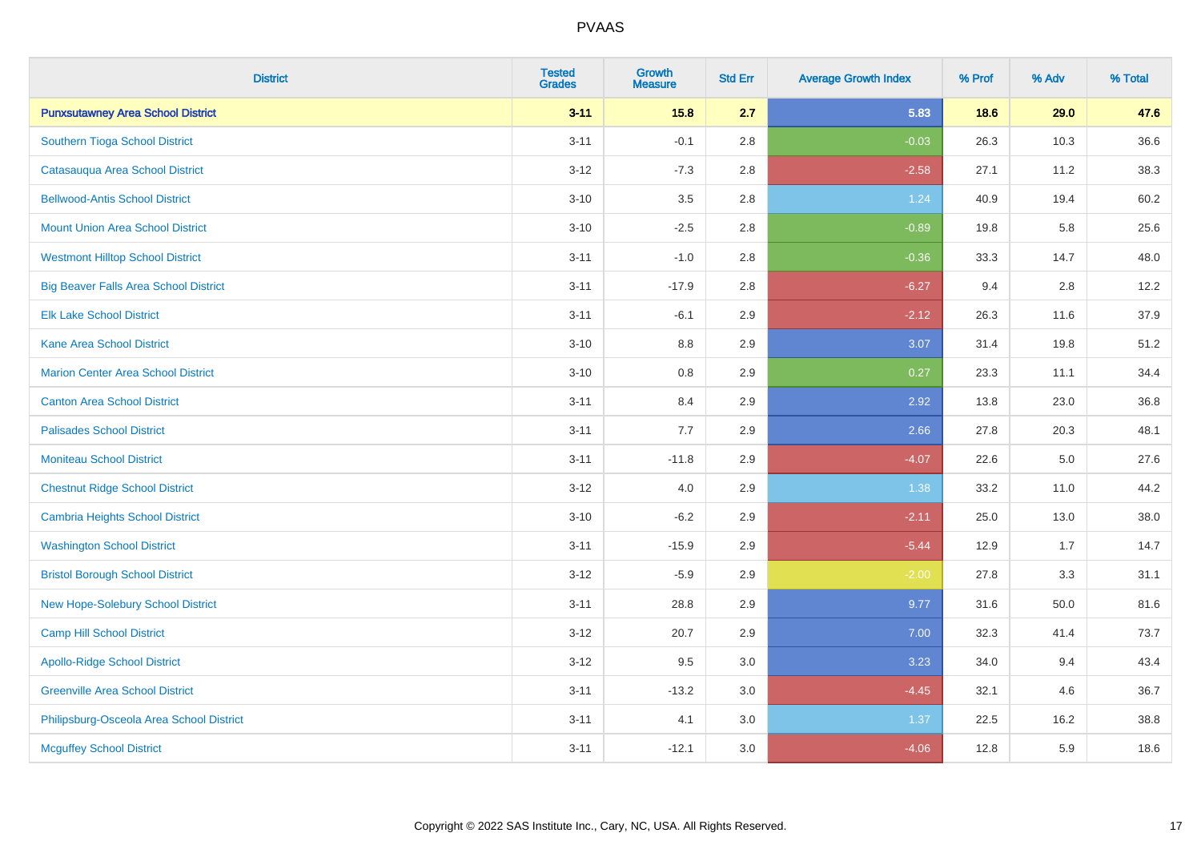PVAAS

| District | Tested Grades | Growth Measure | Std Err | Average Growth Index | % Prof | % Adv | % Total |
|---|---|---|---|---|---|---|---|
| **Punxsutawney Area School District** | **3-11** | **15.8** | **2.7** | **5.83** | **18.6** | **29.0** | **47.6** |
| Southern Tioga School District | 3-11 | -0.1 | 2.8 | -0.03 | 26.3 | 10.3 | 36.6 |
| Catasauqua Area School District | 3-12 | -7.3 | 2.8 | -2.58 | 27.1 | 11.2 | 38.3 |
| Bellwood-Antis School District | 3-10 | 3.5 | 2.8 | 1.24 | 40.9 | 19.4 | 60.2 |
| Mount Union Area School District | 3-10 | -2.5 | 2.8 | -0.89 | 19.8 | 5.8 | 25.6 |
| Westmont Hilltop School District | 3-11 | -1.0 | 2.8 | -0.36 | 33.3 | 14.7 | 48.0 |
| Big Beaver Falls Area School District | 3-11 | -17.9 | 2.8 | -6.27 | 9.4 | 2.8 | 12.2 |
| Elk Lake School District | 3-11 | -6.1 | 2.9 | -2.12 | 26.3 | 11.6 | 37.9 |
| Kane Area School District | 3-10 | 8.8 | 2.9 | 3.07 | 31.4 | 19.8 | 51.2 |
| Marion Center Area School District | 3-10 | 0.8 | 2.9 | 0.27 | 23.3 | 11.1 | 34.4 |
| Canton Area School District | 3-11 | 8.4 | 2.9 | 2.92 | 13.8 | 23.0 | 36.8 |
| Palisades School District | 3-11 | 7.7 | 2.9 | 2.66 | 27.8 | 20.3 | 48.1 |
| Moniteau School District | 3-11 | -11.8 | 2.9 | -4.07 | 22.6 | 5.0 | 27.6 |
| Chestnut Ridge School District | 3-12 | 4.0 | 2.9 | 1.38 | 33.2 | 11.0 | 44.2 |
| Cambria Heights School District | 3-10 | -6.2 | 2.9 | -2.11 | 25.0 | 13.0 | 38.0 |
| Washington School District | 3-11 | -15.9 | 2.9 | -5.44 | 12.9 | 1.7 | 14.7 |
| Bristol Borough School District | 3-12 | -5.9 | 2.9 | -2.00 | 27.8 | 3.3 | 31.1 |
| New Hope-Solebury School District | 3-11 | 28.8 | 2.9 | 9.77 | 31.6 | 50.0 | 81.6 |
| Camp Hill School District | 3-12 | 20.7 | 2.9 | 7.00 | 32.3 | 41.4 | 73.7 |
| Apollo-Ridge School District | 3-12 | 9.5 | 3.0 | 3.23 | 34.0 | 9.4 | 43.4 |
| Greenville Area School District | 3-11 | -13.2 | 3.0 | -4.45 | 32.1 | 4.6 | 36.7 |
| Philipsburg-Osceola Area School District | 3-11 | 4.1 | 3.0 | 1.37 | 22.5 | 16.2 | 38.8 |
| Mcguffey School District | 3-11 | -12.1 | 3.0 | -4.06 | 12.8 | 5.9 | 18.6 |

Copyright © 2022 SAS Institute Inc., Cary, NC, USA. All Rights Reserved.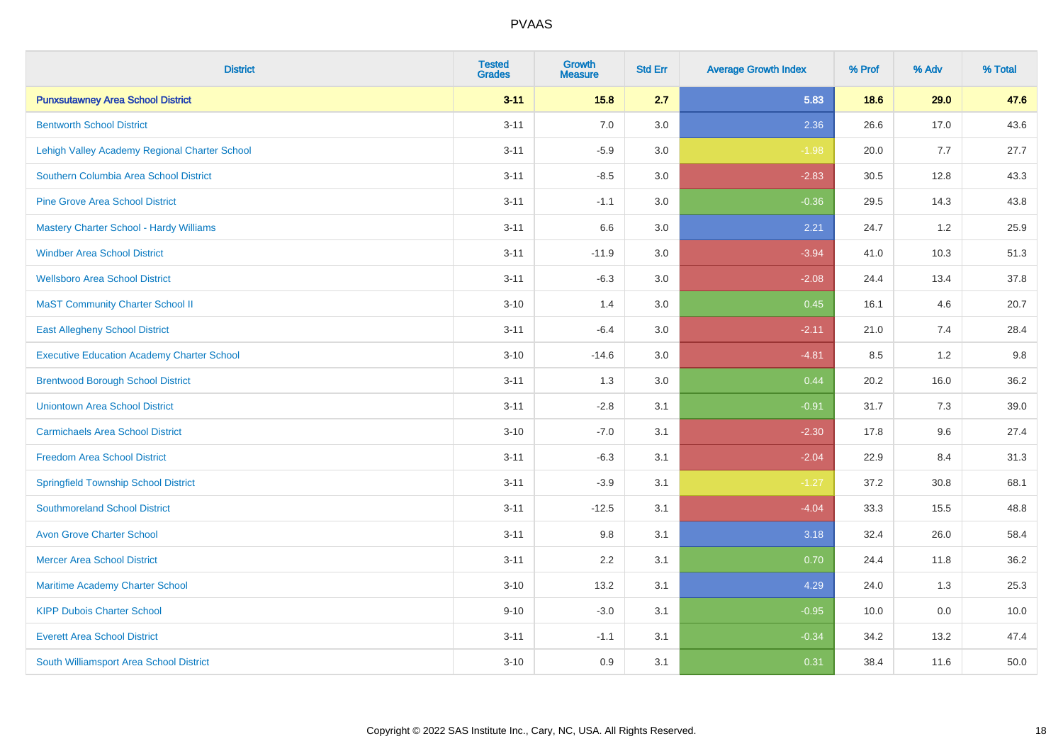# PVAAS

| District | Tested Grades | Growth Measure | Std Err | Average Growth Index | % Prof | % Adv | % Total |
|---|---|---|---|---|---|---|---|
| **Punxsutawney Area School District** | **3-11** | **15.8** | **2.7** | **5.83** | **18.6** | **29.0** | **47.6** |
| Bentworth School District | 3-11 | 7.0 | 3.0 | 2.36 | 26.6 | 17.0 | 43.6 |
| Lehigh Valley Academy Regional Charter School | 3-11 | -5.9 | 3.0 | -1.98 | 20.0 | 7.7 | 27.7 |
| Southern Columbia Area School District | 3-11 | -8.5 | 3.0 | -2.83 | 30.5 | 12.8 | 43.3 |
| Pine Grove Area School District | 3-11 | -1.1 | 3.0 | -0.36 | 29.5 | 14.3 | 43.8 |
| Mastery Charter School - Hardy Williams | 3-11 | 6.6 | 3.0 | 2.21 | 24.7 | 1.2 | 25.9 |
| Windber Area School District | 3-11 | -11.9 | 3.0 | -3.94 | 41.0 | 10.3 | 51.3 |
| Wellsboro Area School District | 3-11 | -6.3 | 3.0 | -2.08 | 24.4 | 13.4 | 37.8 |
| MaST Community Charter School II | 3-10 | 1.4 | 3.0 | 0.45 | 16.1 | 4.6 | 20.7 |
| East Allegheny School District | 3-11 | -6.4 | 3.0 | -2.11 | 21.0 | 7.4 | 28.4 |
| Executive Education Academy Charter School | 3-10 | -14.6 | 3.0 | -4.81 | 8.5 | 1.2 | 9.8 |
| Brentwood Borough School District | 3-11 | 1.3 | 3.0 | 0.44 | 20.2 | 16.0 | 36.2 |
| Uniontown Area School District | 3-11 | -2.8 | 3.1 | -0.91 | 31.7 | 7.3 | 39.0 |
| Carmichaels Area School District | 3-10 | -7.0 | 3.1 | -2.30 | 17.8 | 9.6 | 27.4 |
| Freedom Area School District | 3-11 | -6.3 | 3.1 | -2.04 | 22.9 | 8.4 | 31.3 |
| Springfield Township School District | 3-11 | -3.9 | 3.1 | -1.27 | 37.2 | 30.8 | 68.1 |
| Southmoreland School District | 3-11 | -12.5 | 3.1 | -4.04 | 33.3 | 15.5 | 48.8 |
| Avon Grove Charter School | 3-11 | 9.8 | 3.1 | 3.18 | 32.4 | 26.0 | 58.4 |
| Mercer Area School District | 3-11 | 2.2 | 3.1 | 0.70 | 24.4 | 11.8 | 36.2 |
| Maritime Academy Charter School | 3-10 | 13.2 | 3.1 | 4.29 | 24.0 | 1.3 | 25.3 |
| KIPP Dubois Charter School | 9-10 | -3.0 | 3.1 | -0.95 | 10.0 | 0.0 | 10.0 |
| Everett Area School District | 3-11 | -1.1 | 3.1 | -0.34 | 34.2 | 13.2 | 47.4 |
| South Williamsport Area School District | 3-10 | 0.9 | 3.1 | 0.31 | 38.4 | 11.6 | 50.0 |

Copyright © 2022 SAS Institute Inc., Cary, NC, USA. All Rights Reserved.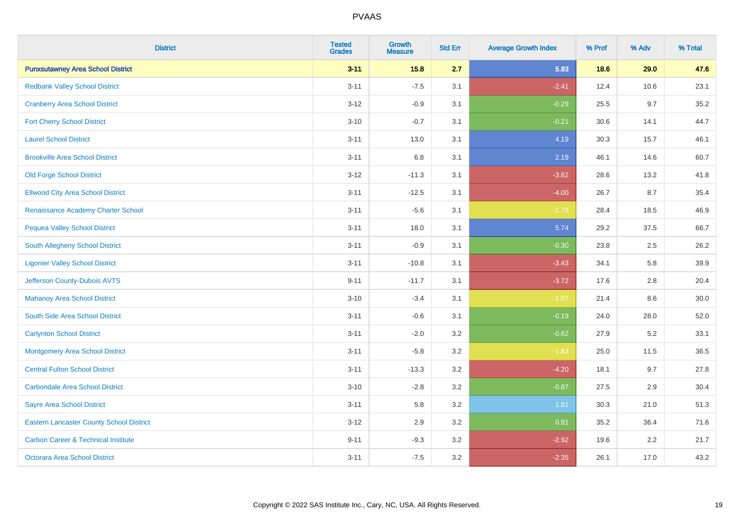| District | Tested Grades | Growth Measure | Std Err | Average Growth Index | % Prof | % Adv | % Total |
|---|---|---|---|---|---|---|---|
| **Punxsutawney Area School District** | **3-11** | **15.8** | **2.7** | **5.83** | **18.6** | **29.0** | **47.6** |
| Redbank Valley School District | 3-11 | -7.5 | 3.1 | -2.41 | 12.4 | 10.6 | 23.1 |
| Cranberry Area School District | 3-12 | -0.9 | 3.1 | -0.29 | 25.5 | 9.7 | 35.2 |
| Fort Cherry School District | 3-10 | -0.7 | 3.1 | -0.21 | 30.6 | 14.1 | 44.7 |
| Laurel School District | 3-11 | 13.0 | 3.1 | 4.19 | 30.3 | 15.7 | 46.1 |
| Brookville Area School District | 3-11 | 6.8 | 3.1 | 2.19 | 46.1 | 14.6 | 60.7 |
| Old Forge School District | 3-12 | -11.3 | 3.1 | -3.62 | 28.6 | 13.2 | 41.8 |
| Ellwood City Area School District | 3-11 | -12.5 | 3.1 | -4.00 | 26.7 | 8.7 | 35.4 |
| Renaissance Academy Charter School | 3-11 | -5.6 | 3.1 | -1.79 | 28.4 | 18.5 | 46.9 |
| Pequea Valley School District | 3-11 | 18.0 | 3.1 | 5.74 | 29.2 | 37.5 | 66.7 |
| South Allegheny School District | 3-11 | -0.9 | 3.1 | -0.30 | 23.8 | 2.5 | 26.2 |
| Ligonier Valley School District | 3-11 | -10.8 | 3.1 | -3.43 | 34.1 | 5.8 | 39.9 |
| Jefferson County-Dubois AVTS | 9-11 | -11.7 | 3.1 | -3.72 | 17.6 | 2.8 | 20.4 |
| Mahanoy Area School District | 3-10 | -3.4 | 3.1 | -1.07 | 21.4 | 8.6 | 30.0 |
| South Side Area School District | 3-11 | -0.6 | 3.1 | -0.19 | 24.0 | 28.0 | 52.0 |
| Carlynton School District | 3-11 | -2.0 | 3.2 | -0.62 | 27.9 | 5.2 | 33.1 |
| Montgomery Area School District | 3-11 | -5.8 | 3.2 | -1.83 | 25.0 | 11.5 | 36.5 |
| Central Fulton School District | 3-11 | -13.3 | 3.2 | -4.20 | 18.1 | 9.7 | 27.8 |
| Carbondale Area School District | 3-10 | -2.8 | 3.2 | -0.87 | 27.5 | 2.9 | 30.4 |
| Sayre Area School District | 3-11 | 5.8 | 3.2 | 1.81 | 30.3 | 21.0 | 51.3 |
| Eastern Lancaster County School District | 3-12 | 2.9 | 3.2 | 0.91 | 35.2 | 36.4 | 71.6 |
| Carbon Career & Technical Institute | 9-11 | -9.3 | 3.2 | -2.92 | 19.6 | 2.2 | 21.7 |
| Octorara Area School District | 3-11 | -7.5 | 3.2 | -2.35 | 26.1 | 17.0 | 43.2 |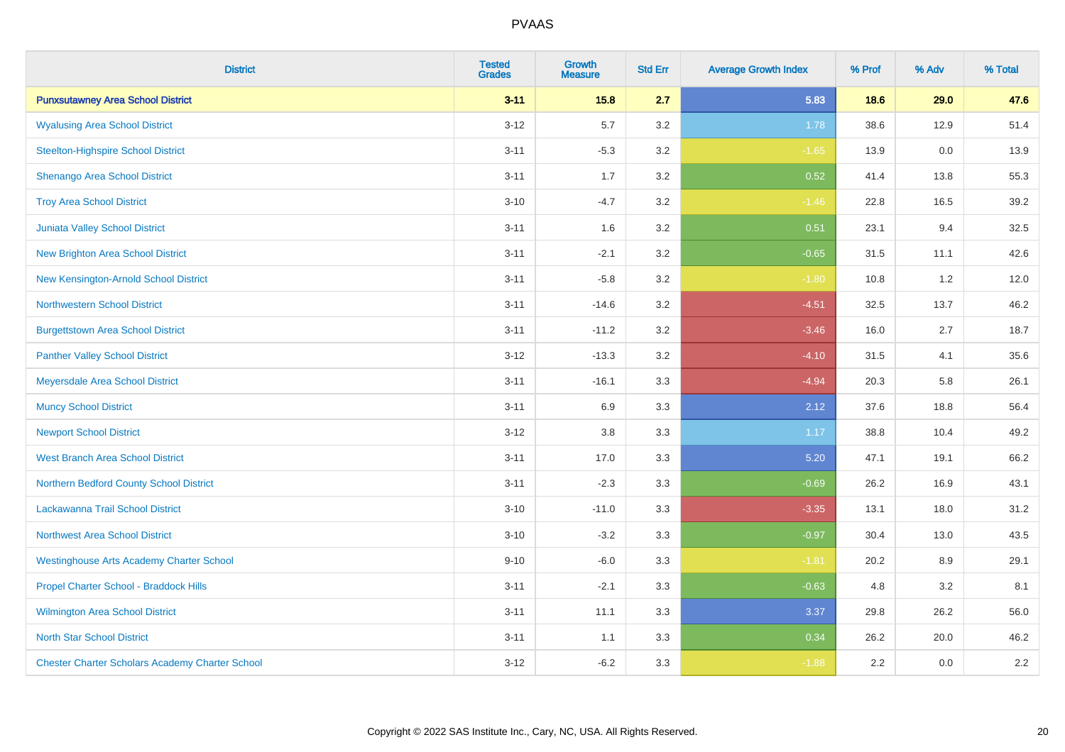| District | Tested Grades | Growth Measure | Std Err | Average Growth Index | % Prof | % Adv | % Total |
|---|---|---|---|---|---|---|---|
| **Punxsutawney Area School District** | **3-11** | **15.8** | **2.7** | **5.83** | **18.6** | **29.0** | **47.6** |
| Wyalusing Area School District | 3-12 | 5.7 | 3.2 | 1.78 | 38.6 | 12.9 | 51.4 |
| Steelton-Highspire School District | 3-11 | -5.3 | 3.2 | -1.65 | 13.9 | 0.0 | 13.9 |
| Shenango Area School District | 3-11 | 1.7 | 3.2 | 0.52 | 41.4 | 13.8 | 55.3 |
| Troy Area School District | 3-10 | -4.7 | 3.2 | -1.46 | 22.8 | 16.5 | 39.2 |
| Juniata Valley School District | 3-11 | 1.6 | 3.2 | 0.51 | 23.1 | 9.4 | 32.5 |
| New Brighton Area School District | 3-11 | -2.1 | 3.2 | -0.65 | 31.5 | 11.1 | 42.6 |
| New Kensington-Arnold School District | 3-11 | -5.8 | 3.2 | -1.80 | 10.8 | 1.2 | 12.0 |
| Northwestern School District | 3-11 | -14.6 | 3.2 | -4.51 | 32.5 | 13.7 | 46.2 |
| Burgettstown Area School District | 3-11 | -11.2 | 3.2 | -3.46 | 16.0 | 2.7 | 18.7 |
| Panther Valley School District | 3-12 | -13.3 | 3.2 | -4.10 | 31.5 | 4.1 | 35.6 |
| Meyersdale Area School District | 3-11 | -16.1 | 3.3 | -4.94 | 20.3 | 5.8 | 26.1 |
| Muncy School District | 3-11 | 6.9 | 3.3 | 2.12 | 37.6 | 18.8 | 56.4 |
| Newport School District | 3-12 | 3.8 | 3.3 | 1.17 | 38.8 | 10.4 | 49.2 |
| West Branch Area School District | 3-11 | 17.0 | 3.3 | 5.20 | 47.1 | 19.1 | 66.2 |
| Northern Bedford County School District | 3-11 | -2.3 | 3.3 | -0.69 | 26.2 | 16.9 | 43.1 |
| Lackawanna Trail School District | 3-10 | -11.0 | 3.3 | -3.35 | 13.1 | 18.0 | 31.2 |
| Northwest Area School District | 3-10 | -3.2 | 3.3 | -0.97 | 30.4 | 13.0 | 43.5 |
| Westinghouse Arts Academy Charter School | 9-10 | -6.0 | 3.3 | -1.81 | 20.2 | 8.9 | 29.1 |
| Propel Charter School - Braddock Hills | 3-11 | -2.1 | 3.3 | -0.63 | 4.8 | 3.2 | 8.1 |
| Wilmington Area School District | 3-11 | 11.1 | 3.3 | 3.37 | 29.8 | 26.2 | 56.0 |
| North Star School District | 3-11 | 1.1 | 3.3 | 0.34 | 26.2 | 20.0 | 46.2 |
| Chester Charter Scholars Academy Charter School | 3-12 | -6.2 | 3.3 | -1.88 | 2.2 | 0.0 | 2.2 |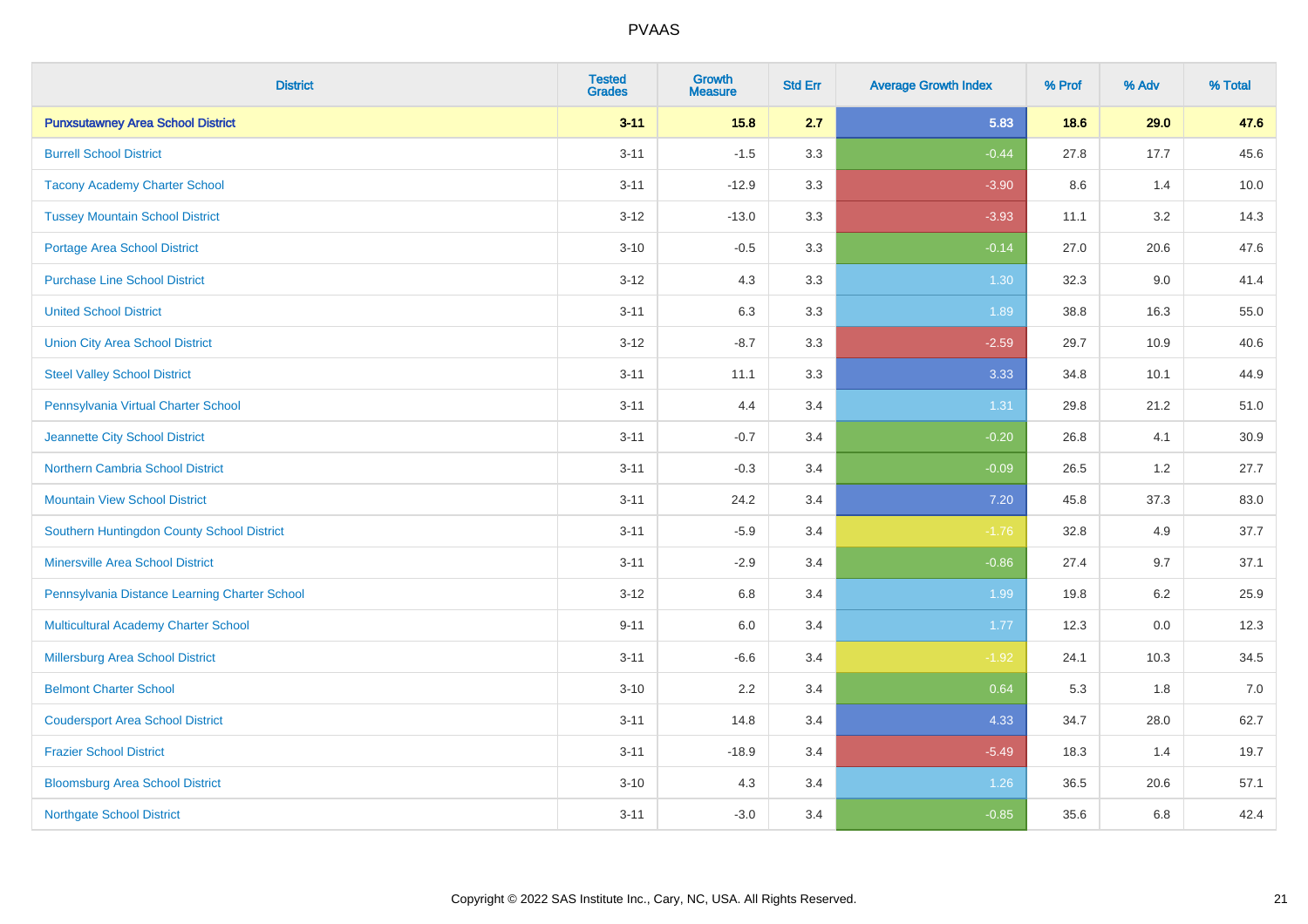PVAAS

| District | Tested Grades | Growth Measure | Std Err | Average Growth Index | % Prof | % Adv | % Total |
|---|---|---|---|---|---|---|---|
| **Punxsutawney Area School District** | **3-11** | **15.8** | **2.7** | **5.83** | **18.6** | **29.0** | **47.6** |
| Burrell School District | 3-11 | -1.5 | 3.3 | -0.44 | 27.8 | 17.7 | 45.6 |
| Tacony Academy Charter School | 3-11 | -12.9 | 3.3 | -3.90 | 8.6 | 1.4 | 10.0 |
| Tussey Mountain School District | 3-12 | -13.0 | 3.3 | -3.93 | 11.1 | 3.2 | 14.3 |
| Portage Area School District | 3-10 | -0.5 | 3.3 | -0.14 | 27.0 | 20.6 | 47.6 |
| Purchase Line School District | 3-12 | 4.3 | 3.3 | 1.30 | 32.3 | 9.0 | 41.4 |
| United School District | 3-11 | 6.3 | 3.3 | 1.89 | 38.8 | 16.3 | 55.0 |
| Union City Area School District | 3-12 | -8.7 | 3.3 | -2.59 | 29.7 | 10.9 | 40.6 |
| Steel Valley School District | 3-11 | 11.1 | 3.3 | 3.33 | 34.8 | 10.1 | 44.9 |
| Pennsylvania Virtual Charter School | 3-11 | 4.4 | 3.4 | 1.31 | 29.8 | 21.2 | 51.0 |
| Jeannette City School District | 3-11 | -0.7 | 3.4 | -0.20 | 26.8 | 4.1 | 30.9 |
| Northern Cambria School District | 3-11 | -0.3 | 3.4 | -0.09 | 26.5 | 1.2 | 27.7 |
| Mountain View School District | 3-11 | 24.2 | 3.4 | 7.20 | 45.8 | 37.3 | 83.0 |
| Southern Huntingdon County School District | 3-11 | -5.9 | 3.4 | -1.76 | 32.8 | 4.9 | 37.7 |
| Minersville Area School District | 3-11 | -2.9 | 3.4 | -0.86 | 27.4 | 9.7 | 37.1 |
| Pennsylvania Distance Learning Charter School | 3-12 | 6.8 | 3.4 | 1.99 | 19.8 | 6.2 | 25.9 |
| Multicultural Academy Charter School | 9-11 | 6.0 | 3.4 | 1.77 | 12.3 | 0.0 | 12.3 |
| Millersburg Area School District | 3-11 | -6.6 | 3.4 | -1.92 | 24.1 | 10.3 | 34.5 |
| Belmont Charter School | 3-10 | 2.2 | 3.4 | 0.64 | 5.3 | 1.8 | 7.0 |
| Coudersport Area School District | 3-11 | 14.8 | 3.4 | 4.33 | 34.7 | 28.0 | 62.7 |
| Frazier School District | 3-11 | -18.9 | 3.4 | -5.49 | 18.3 | 1.4 | 19.7 |
| Bloomsburg Area School District | 3-10 | 4.3 | 3.4 | 1.26 | 36.5 | 20.6 | 57.1 |
| Northgate School District | 3-11 | -3.0 | 3.4 | -0.85 | 35.6 | 6.8 | 42.4 |

Copyright © 2022 SAS Institute Inc., Cary, NC, USA. All Rights Reserved.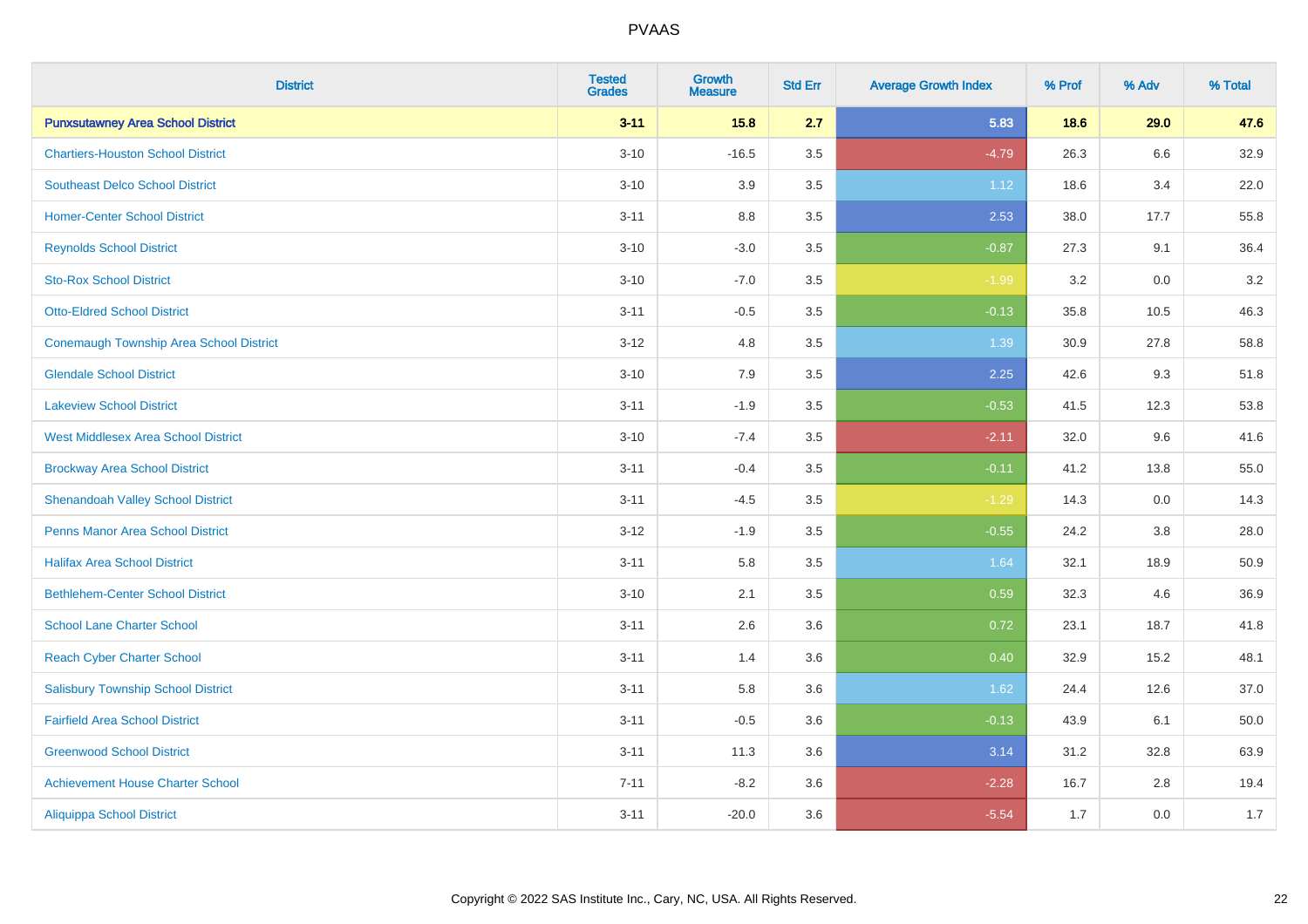| District | Tested Grades | Growth Measure | Std Err | Average Growth Index | % Prof | % Adv | % Total |
|---|---|---|---|---|---|---|---|
| **Punxsutawney Area School District** | **3-11** | **15.8** | **2.7** | **5.83** | **18.6** | **29.0** | **47.6** |
| Chartiers-Houston School District | 3-10 | -16.5 | 3.5 | -4.79 | 26.3 | 6.6 | 32.9 |
| Southeast Delco School District | 3-10 | 3.9 | 3.5 | 1.12 | 18.6 | 3.4 | 22.0 |
| Homer-Center School District | 3-11 | 8.8 | 3.5 | 2.53 | 38.0 | 17.7 | 55.8 |
| Reynolds School District | 3-10 | -3.0 | 3.5 | -0.87 | 27.3 | 9.1 | 36.4 |
| Sto-Rox School District | 3-10 | -7.0 | 3.5 | -1.99 | 3.2 | 0.0 | 3.2 |
| Otto-Eldred School District | 3-11 | -0.5 | 3.5 | -0.13 | 35.8 | 10.5 | 46.3 |
| Conemaugh Township Area School District | 3-12 | 4.8 | 3.5 | 1.39 | 30.9 | 27.8 | 58.8 |
| Glendale School District | 3-10 | 7.9 | 3.5 | 2.25 | 42.6 | 9.3 | 51.8 |
| Lakeview School District | 3-11 | -1.9 | 3.5 | -0.53 | 41.5 | 12.3 | 53.8 |
| West Middlesex Area School District | 3-10 | -7.4 | 3.5 | -2.11 | 32.0 | 9.6 | 41.6 |
| Brockway Area School District | 3-11 | -0.4 | 3.5 | -0.11 | 41.2 | 13.8 | 55.0 |
| Shenandoah Valley School District | 3-11 | -4.5 | 3.5 | -1.29 | 14.3 | 0.0 | 14.3 |
| Penns Manor Area School District | 3-12 | -1.9 | 3.5 | -0.55 | 24.2 | 3.8 | 28.0 |
| Halifax Area School District | 3-11 | 5.8 | 3.5 | 1.64 | 32.1 | 18.9 | 50.9 |
| Bethlehem-Center School District | 3-10 | 2.1 | 3.5 | 0.59 | 32.3 | 4.6 | 36.9 |
| School Lane Charter School | 3-11 | 2.6 | 3.6 | 0.72 | 23.1 | 18.7 | 41.8 |
| Reach Cyber Charter School | 3-11 | 1.4 | 3.6 | 0.40 | 32.9 | 15.2 | 48.1 |
| Salisbury Township School District | 3-11 | 5.8 | 3.6 | 1.62 | 24.4 | 12.6 | 37.0 |
| Fairfield Area School District | 3-11 | -0.5 | 3.6 | -0.13 | 43.9 | 6.1 | 50.0 |
| Greenwood School District | 3-11 | 11.3 | 3.6 | 3.14 | 31.2 | 32.8 | 63.9 |
| Achievement House Charter School | 7-11 | -8.2 | 3.6 | -2.28 | 16.7 | 2.8 | 19.4 |
| Aliquippa School District | 3-11 | -20.0 | 3.6 | -5.54 | 1.7 | 0.0 | 1.7 |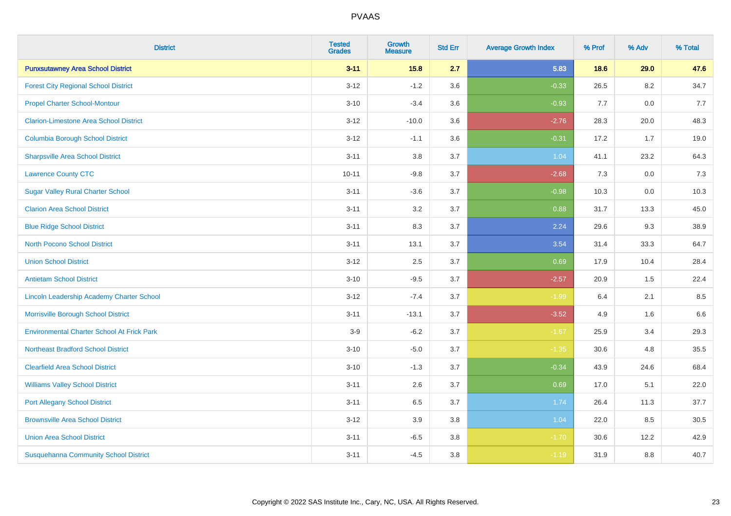# PVAAS

| District | Tested Grades | Growth Measure | Std Err | Average Growth Index | % Prof | % Adv | % Total |
|---|---|---|---|---|---|---|---|
| **Punxsutawney Area School District** | **3-11** | **15.8** | **2.7** | **5.83** | **18.6** | **29.0** | **47.6** |
| Forest City Regional School District | 3-12 | -1.2 | 3.6 | -0.33 | 26.5 | 8.2 | 34.7 |
| Propel Charter School-Montour | 3-10 | -3.4 | 3.6 | -0.93 | 7.7 | 0.0 | 7.7 |
| Clarion-Limestone Area School District | 3-12 | -10.0 | 3.6 | -2.76 | 28.3 | 20.0 | 48.3 |
| Columbia Borough School District | 3-12 | -1.1 | 3.6 | -0.31 | 17.2 | 1.7 | 19.0 |
| Sharpsville Area School District | 3-11 | 3.8 | 3.7 | 1.04 | 41.1 | 23.2 | 64.3 |
| Lawrence County CTC | 10-11 | -9.8 | 3.7 | -2.68 | 7.3 | 0.0 | 7.3 |
| Sugar Valley Rural Charter School | 3-11 | -3.6 | 3.7 | -0.98 | 10.3 | 0.0 | 10.3 |
| Clarion Area School District | 3-11 | 3.2 | 3.7 | 0.88 | 31.7 | 13.3 | 45.0 |
| Blue Ridge School District | 3-11 | 8.3 | 3.7 | 2.24 | 29.6 | 9.3 | 38.9 |
| North Pocono School District | 3-11 | 13.1 | 3.7 | 3.54 | 31.4 | 33.3 | 64.7 |
| Union School District | 3-12 | 2.5 | 3.7 | 0.69 | 17.9 | 10.4 | 28.4 |
| Antietam School District | 3-10 | -9.5 | 3.7 | -2.57 | 20.9 | 1.5 | 22.4 |
| Lincoln Leadership Academy Charter School | 3-12 | -7.4 | 3.7 | -1.99 | 6.4 | 2.1 | 8.5 |
| Morrisville Borough School District | 3-11 | -13.1 | 3.7 | -3.52 | 4.9 | 1.6 | 6.6 |
| Environmental Charter School At Frick Park | 3-9 | -6.2 | 3.7 | -1.67 | 25.9 | 3.4 | 29.3 |
| Northeast Bradford School District | 3-10 | -5.0 | 3.7 | -1.35 | 30.6 | 4.8 | 35.5 |
| Clearfield Area School District | 3-10 | -1.3 | 3.7 | -0.34 | 43.9 | 24.6 | 68.4 |
| Williams Valley School District | 3-11 | 2.6 | 3.7 | 0.69 | 17.0 | 5.1 | 22.0 |
| Port Allegany School District | 3-11 | 6.5 | 3.7 | 1.74 | 26.4 | 11.3 | 37.7 |
| Brownsville Area School District | 3-12 | 3.9 | 3.8 | 1.04 | 22.0 | 8.5 | 30.5 |
| Union Area School District | 3-11 | -6.5 | 3.8 | -1.70 | 30.6 | 12.2 | 42.9 |
| Susquehanna Community School District | 3-11 | -4.5 | 3.8 | -1.19 | 31.9 | 8.8 | 40.7 |

Copyright © 2022 SAS Institute Inc., Cary, NC, USA. All Rights Reserved.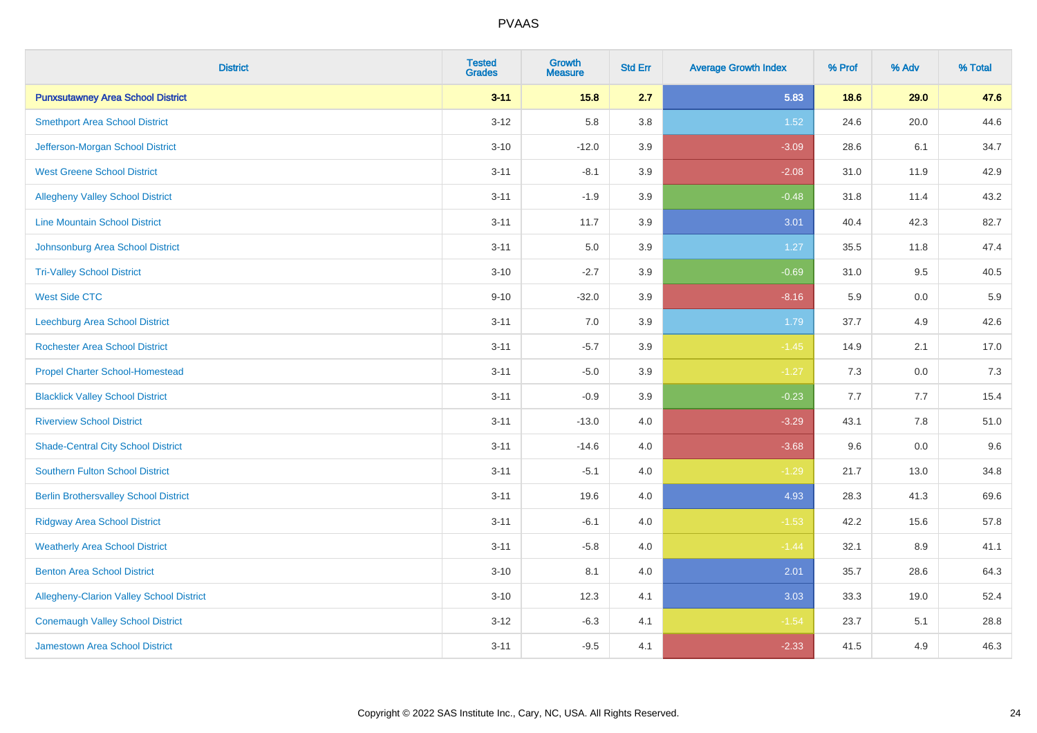| District | Tested Grades | Growth Measure | Std Err | Average Growth Index | % Prof | % Adv | % Total |
|---|---|---|---|---|---|---|---|
| **Punxsutawney Area School District** | **3-11** | **15.8** | **2.7** | **5.83** | **18.6** | **29.0** | **47.6** |
| Smethport Area School District | 3-12 | 5.8 | 3.8 | 1.52 | 24.6 | 20.0 | 44.6 |
| Jefferson-Morgan School District | 3-10 | -12.0 | 3.9 | -3.09 | 28.6 | 6.1 | 34.7 |
| West Greene School District | 3-11 | -8.1 | 3.9 | -2.08 | 31.0 | 11.9 | 42.9 |
| Allegheny Valley School District | 3-11 | -1.9 | 3.9 | -0.48 | 31.8 | 11.4 | 43.2 |
| Line Mountain School District | 3-11 | 11.7 | 3.9 | 3.01 | 40.4 | 42.3 | 82.7 |
| Johnsonburg Area School District | 3-11 | 5.0 | 3.9 | 1.27 | 35.5 | 11.8 | 47.4 |
| Tri-Valley School District | 3-10 | -2.7 | 3.9 | -0.69 | 31.0 | 9.5 | 40.5 |
| West Side CTC | 9-10 | -32.0 | 3.9 | -8.16 | 5.9 | 0.0 | 5.9 |
| Leechburg Area School District | 3-11 | 7.0 | 3.9 | 1.79 | 37.7 | 4.9 | 42.6 |
| Rochester Area School District | 3-11 | -5.7 | 3.9 | -1.45 | 14.9 | 2.1 | 17.0 |
| Propel Charter School-Homestead | 3-11 | -5.0 | 3.9 | -1.27 | 7.3 | 0.0 | 7.3 |
| Blacklick Valley School District | 3-11 | -0.9 | 3.9 | -0.23 | 7.7 | 7.7 | 15.4 |
| Riverview School District | 3-11 | -13.0 | 4.0 | -3.29 | 43.1 | 7.8 | 51.0 |
| Shade-Central City School District | 3-11 | -14.6 | 4.0 | -3.68 | 9.6 | 0.0 | 9.6 |
| Southern Fulton School District | 3-11 | -5.1 | 4.0 | -1.29 | 21.7 | 13.0 | 34.8 |
| Berlin Brothersvalley School District | 3-11 | 19.6 | 4.0 | 4.93 | 28.3 | 41.3 | 69.6 |
| Ridgway Area School District | 3-11 | -6.1 | 4.0 | -1.53 | 42.2 | 15.6 | 57.8 |
| Weatherly Area School District | 3-11 | -5.8 | 4.0 | -1.44 | 32.1 | 8.9 | 41.1 |
| Benton Area School District | 3-10 | 8.1 | 4.0 | 2.01 | 35.7 | 28.6 | 64.3 |
| Allegheny-Clarion Valley School District | 3-10 | 12.3 | 4.1 | 3.03 | 33.3 | 19.0 | 52.4 |
| Conemaugh Valley School District | 3-12 | -6.3 | 4.1 | -1.54 | 23.7 | 5.1 | 28.8 |
| Jamestown Area School District | 3-11 | -9.5 | 4.1 | -2.33 | 41.5 | 4.9 | 46.3 |

Copyright © 2022 SAS Institute Inc., Cary, NC, USA. All Rights Reserved.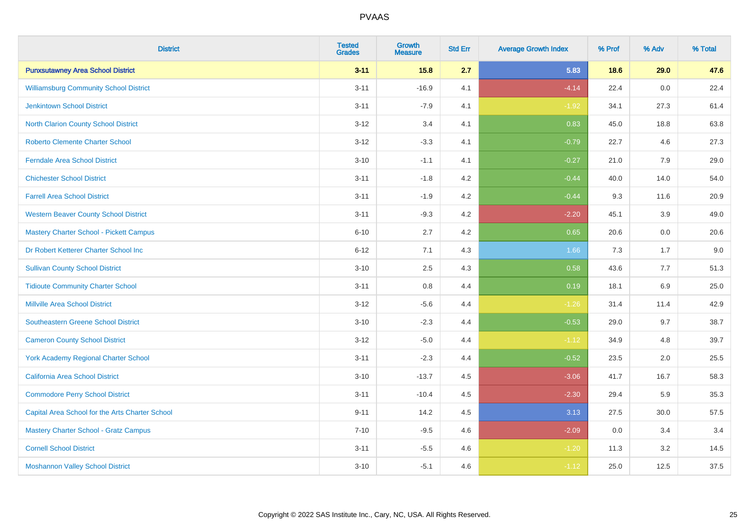# PVAAS

| District | Tested Grades | Growth Measure | Std Err | Average Growth Index | % Prof | % Adv | % Total |
|---|---|---|---|---|---|---|---|
| **Punxsutawney Area School District** | **3-11** | **15.8** | **2.7** | **5.83** | **18.6** | **29.0** | **47.6** |
| Williamsburg Community School District | 3-11 | -16.9 | 4.1 | -4.14 | 22.4 | 0.0 | 22.4 |
| Jenkintown School District | 3-11 | -7.9 | 4.1 | -1.92 | 34.1 | 27.3 | 61.4 |
| North Clarion County School District | 3-12 | 3.4 | 4.1 | 0.83 | 45.0 | 18.8 | 63.8 |
| Roberto Clemente Charter School | 3-12 | -3.3 | 4.1 | -0.79 | 22.7 | 4.6 | 27.3 |
| Ferndale Area School District | 3-10 | -1.1 | 4.1 | -0.27 | 21.0 | 7.9 | 29.0 |
| Chichester School District | 3-11 | -1.8 | 4.2 | -0.44 | 40.0 | 14.0 | 54.0 |
| Farrell Area School District | 3-11 | -1.9 | 4.2 | -0.44 | 9.3 | 11.6 | 20.9 |
| Western Beaver County School District | 3-11 | -9.3 | 4.2 | -2.20 | 45.1 | 3.9 | 49.0 |
| Mastery Charter School - Pickett Campus | 6-10 | 2.7 | 4.2 | 0.65 | 20.6 | 0.0 | 20.6 |
| Dr Robert Ketterer Charter School Inc | 6-12 | 7.1 | 4.3 | 1.66 | 7.3 | 1.7 | 9.0 |
| Sullivan County School District | 3-10 | 2.5 | 4.3 | 0.58 | 43.6 | 7.7 | 51.3 |
| Tidioute Community Charter School | 3-11 | 0.8 | 4.4 | 0.19 | 18.1 | 6.9 | 25.0 |
| Millville Area School District | 3-12 | -5.6 | 4.4 | -1.26 | 31.4 | 11.4 | 42.9 |
| Southeastern Greene School District | 3-10 | -2.3 | 4.4 | -0.53 | 29.0 | 9.7 | 38.7 |
| Cameron County School District | 3-12 | -5.0 | 4.4 | -1.12 | 34.9 | 4.8 | 39.7 |
| York Academy Regional Charter School | 3-11 | -2.3 | 4.4 | -0.52 | 23.5 | 2.0 | 25.5 |
| California Area School District | 3-10 | -13.7 | 4.5 | -3.06 | 41.7 | 16.7 | 58.3 |
| Commodore Perry School District | 3-11 | -10.4 | 4.5 | -2.30 | 29.4 | 5.9 | 35.3 |
| Capital Area School for the Arts Charter School | 9-11 | 14.2 | 4.5 | 3.13 | 27.5 | 30.0 | 57.5 |
| Mastery Charter School - Gratz Campus | 7-10 | -9.5 | 4.6 | -2.09 | 0.0 | 3.4 | 3.4 |
| Cornell School District | 3-11 | -5.5 | 4.6 | -1.20 | 11.3 | 3.2 | 14.5 |
| Moshannon Valley School District | 3-10 | -5.1 | 4.6 | -1.12 | 25.0 | 12.5 | 37.5 |

Copyright © 2022 SAS Institute Inc., Cary, NC, USA. All Rights Reserved.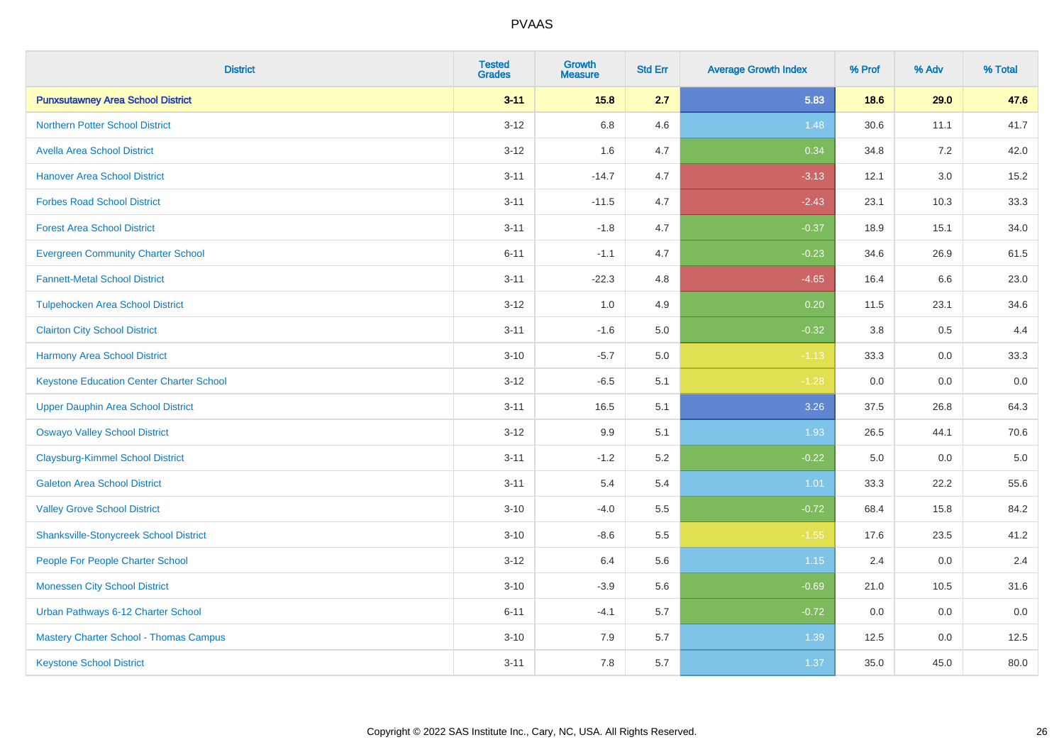# PVAAS

| District | Tested Grades | Growth Measure | Std Err | Average Growth Index | % Prof | % Adv | % Total |
|---|---|---|---|---|---|---|---|
| **Punxsutawney Area School District** | **3-11** | **15.8** | **2.7** | **5.83** | **18.6** | **29.0** | **47.6** |
| Northern Potter School District | 3-12 | 6.8 | 4.6 | 1.48 | 30.6 | 11.1 | 41.7 |
| Avella Area School District | 3-12 | 1.6 | 4.7 | 0.34 | 34.8 | 7.2 | 42.0 |
| Hanover Area School District | 3-11 | -14.7 | 4.7 | -3.13 | 12.1 | 3.0 | 15.2 |
| Forbes Road School District | 3-11 | -11.5 | 4.7 | -2.43 | 23.1 | 10.3 | 33.3 |
| Forest Area School District | 3-11 | -1.8 | 4.7 | -0.37 | 18.9 | 15.1 | 34.0 |
| Evergreen Community Charter School | 6-11 | -1.1 | 4.7 | -0.23 | 34.6 | 26.9 | 61.5 |
| Fannett-Metal School District | 3-11 | -22.3 | 4.8 | -4.65 | 16.4 | 6.6 | 23.0 |
| Tulpehocken Area School District | 3-12 | 1.0 | 4.9 | 0.20 | 11.5 | 23.1 | 34.6 |
| Clairton City School District | 3-11 | -1.6 | 5.0 | -0.32 | 3.8 | 0.5 | 4.4 |
| Harmony Area School District | 3-10 | -5.7 | 5.0 | -1.13 | 33.3 | 0.0 | 33.3 |
| Keystone Education Center Charter School | 3-12 | -6.5 | 5.1 | -1.28 | 0.0 | 0.0 | 0.0 |
| Upper Dauphin Area School District | 3-11 | 16.5 | 5.1 | 3.26 | 37.5 | 26.8 | 64.3 |
| Oswayo Valley School District | 3-12 | 9.9 | 5.1 | 1.93 | 26.5 | 44.1 | 70.6 |
| Claysburg-Kimmel School District | 3-11 | -1.2 | 5.2 | -0.22 | 5.0 | 0.0 | 5.0 |
| Galeton Area School District | 3-11 | 5.4 | 5.4 | 1.01 | 33.3 | 22.2 | 55.6 |
| Valley Grove School District | 3-10 | -4.0 | 5.5 | -0.72 | 68.4 | 15.8 | 84.2 |
| Shanksville-Stonycreek School District | 3-10 | -8.6 | 5.5 | -1.55 | 17.6 | 23.5 | 41.2 |
| People For People Charter School | 3-12 | 6.4 | 5.6 | 1.15 | 2.4 | 0.0 | 2.4 |
| Monessen City School District | 3-10 | -3.9 | 5.6 | -0.69 | 21.0 | 10.5 | 31.6 |
| Urban Pathways 6-12 Charter School | 6-11 | -4.1 | 5.7 | -0.72 | 0.0 | 0.0 | 0.0 |
| Mastery Charter School - Thomas Campus | 3-10 | 7.9 | 5.7 | 1.39 | 12.5 | 0.0 | 12.5 |
| Keystone School District | 3-11 | 7.8 | 5.7 | 1.37 | 35.0 | 45.0 | 80.0 |

Copyright © 2022 SAS Institute Inc., Cary, NC, USA. All Rights Reserved.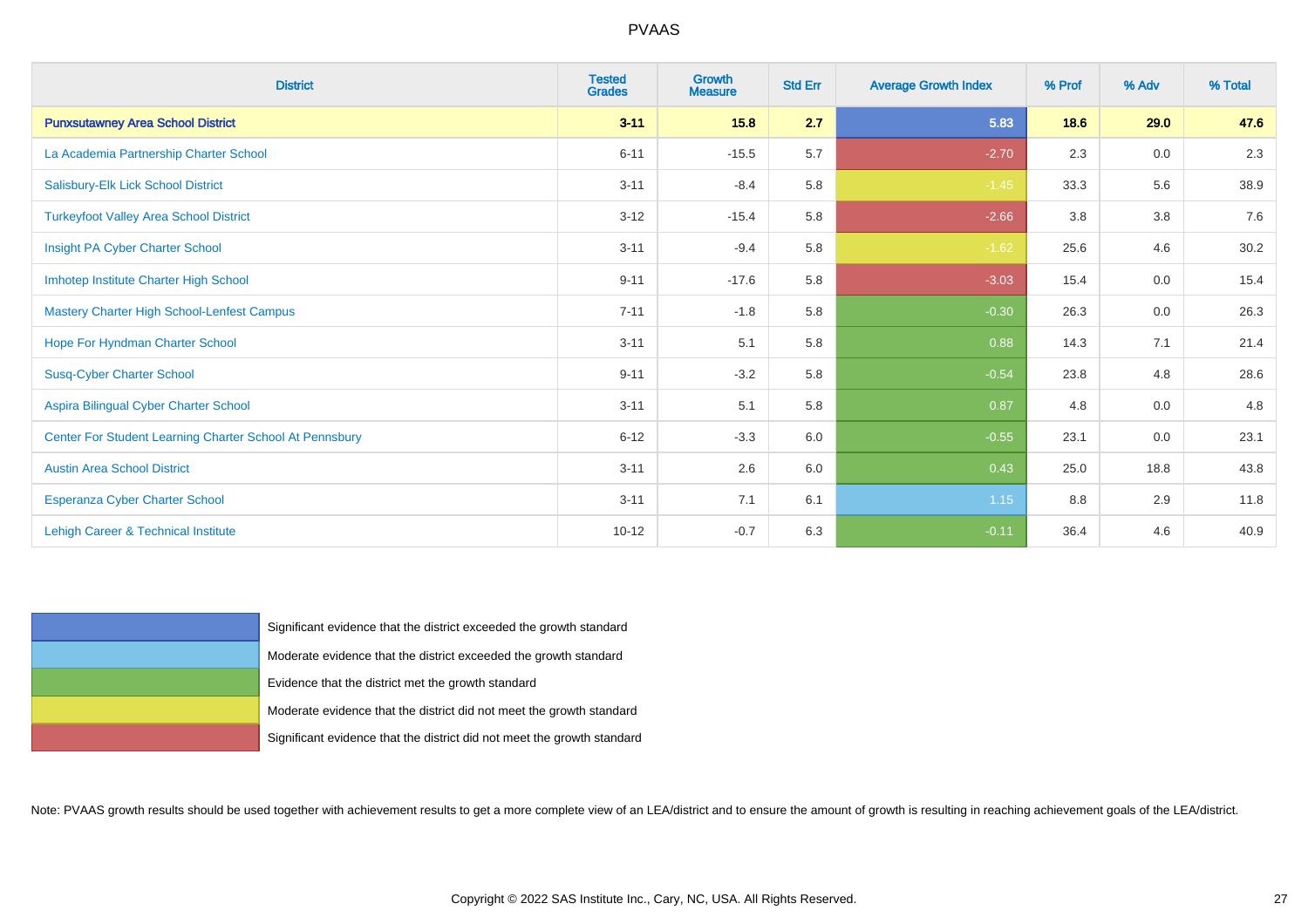# PVAAS

| District | Tested Grades | Growth Measure | Std Err | Average Growth Index | % Prof | % Adv | % Total |
|---|---|---|---|---|---|---|---|
| **Punxsutawney Area School District** | **3-11** | **15.8** | **2.7** | **5.83** | **18.6** | **29.0** | **47.6** |
| La Academia Partnership Charter School | 6-11 | -15.5 | 5.7 | -2.70 | 2.3 | 0.0 | 2.3 |
| Salisbury-Elk Lick School District | 3-11 | -8.4 | 5.8 | -1.45 | 33.3 | 5.6 | 38.9 |
| Turkeyfoot Valley Area School District | 3-12 | -15.4 | 5.8 | -2.66 | 3.8 | 3.8 | 7.6 |
| Insight PA Cyber Charter School | 3-11 | -9.4 | 5.8 | -1.62 | 25.6 | 4.6 | 30.2 |
| Imhotep Institute Charter High School | 9-11 | -17.6 | 5.8 | -3.03 | 15.4 | 0.0 | 15.4 |
| Mastery Charter High School-Lenfest Campus | 7-11 | -1.8 | 5.8 | -0.30 | 26.3 | 0.0 | 26.3 |
| Hope For Hyndman Charter School | 3-11 | 5.1 | 5.8 | 0.88 | 14.3 | 7.1 | 21.4 |
| Susq-Cyber Charter School | 9-11 | -3.2 | 5.8 | -0.54 | 23.8 | 4.8 | 28.6 |
| Aspira Bilingual Cyber Charter School | 3-11 | 5.1 | 5.8 | 0.87 | 4.8 | 0.0 | 4.8 |
| Center For Student Learning Charter School At Pennsbury | 6-12 | -3.3 | 6.0 | -0.55 | 23.1 | 0.0 | 23.1 |
| Austin Area School District | 3-11 | 2.6 | 6.0 | 0.43 | 25.0 | 18.8 | 43.8 |
| Esperanza Cyber Charter School | 3-11 | 7.1 | 6.1 | 1.15 | 8.8 | 2.9 | 11.8 |
| Lehigh Career & Technical Institute | 10-12 | -0.7 | 6.3 | -0.11 | 36.4 | 4.6 | 40.9 |

- Significant evidence that the district exceeded the growth standard
- Moderate evidence that the district exceeded the growth standard
- Evidence that the district met the growth standard
- Moderate evidence that the district did not meet the growth standard
- Significant evidence that the district did not meet the growth standard

Note: PVAAS growth results should be used together with achievement results to get a more complete view of an LEA/district and to ensure the amount of growth is resulting in reaching achievement goals of the LEA/district.

Copyright © 2022 SAS Institute Inc., Cary, NC, USA. All Rights Reserved.